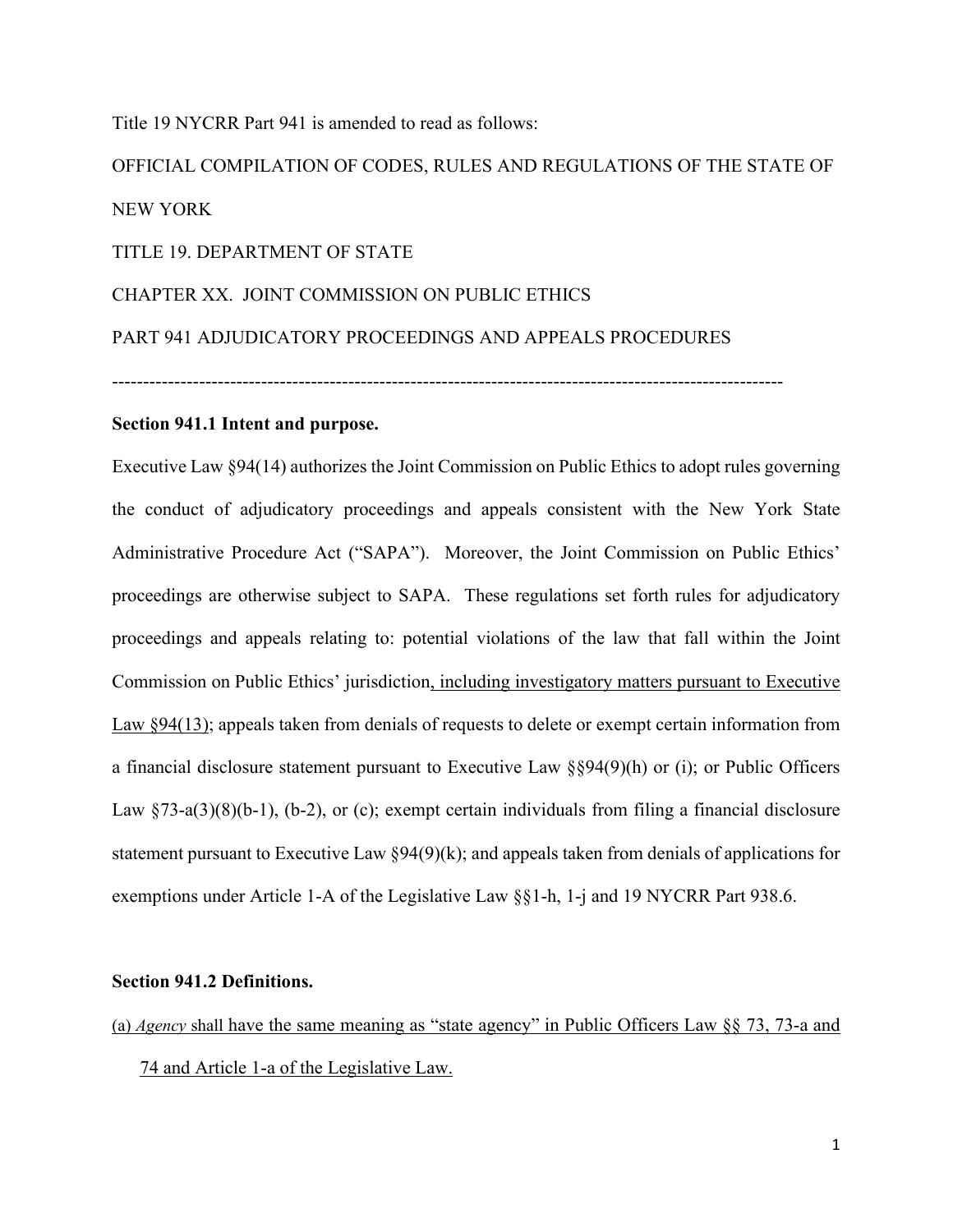Title 19 NYCRR Part 941 is amended to read as follows:

OFFICIAL COMPILATION OF CODES, RULES AND REGULATIONS OF THE STATE OF NEW YORK

TITLE 19. DEPARTMENT OF STATE

CHAPTER XX. JOINT COMMISSION ON PUBLIC ETHICS

PART 941 ADJUDICATORY PROCEEDINGS AND APPEALS PROCEDURES

---

**Section 941.1 Intent and purpose.**

Executive Law §94(14) authorizes the Joint Commission on Public Ethics to adopt rules governing the conduct of adjudicatory proceedings and appeals consistent with the New York State Administrative Procedure Act ("SAPA"). Moreover, the Joint Commission on Public Ethics' proceedings are otherwise subject to SAPA. These regulations set forth rules for adjudicatory proceedings and appeals relating to: potential violations of the law that fall within the Joint Commission on Public Ethics' jurisdiction<u>, including investigatory matters pursuant to Executive Law §94(13)</u>; appeals taken from denials of requests to delete or exempt certain information from a financial disclosure statement pursuant to Executive Law §§94(9)(h) or (i); or Public Officers Law §73-a(3)(8)(b-1), (b-2), or (c); exempt certain individuals from filing a financial disclosure statement pursuant to Executive Law §94(9)(k); and appeals taken from denials of applications for exemptions under Article 1-A of the Legislative Law §§1-h, 1-j and 19 NYCRR Part 938.6.

**Section 941.2 Definitions.**

<u>(a) *Agency* shall have the same meaning as "state agency" in Public Officers Law §§ 73, 73-a and 74 and Article 1-a of the Legislative Law.</u>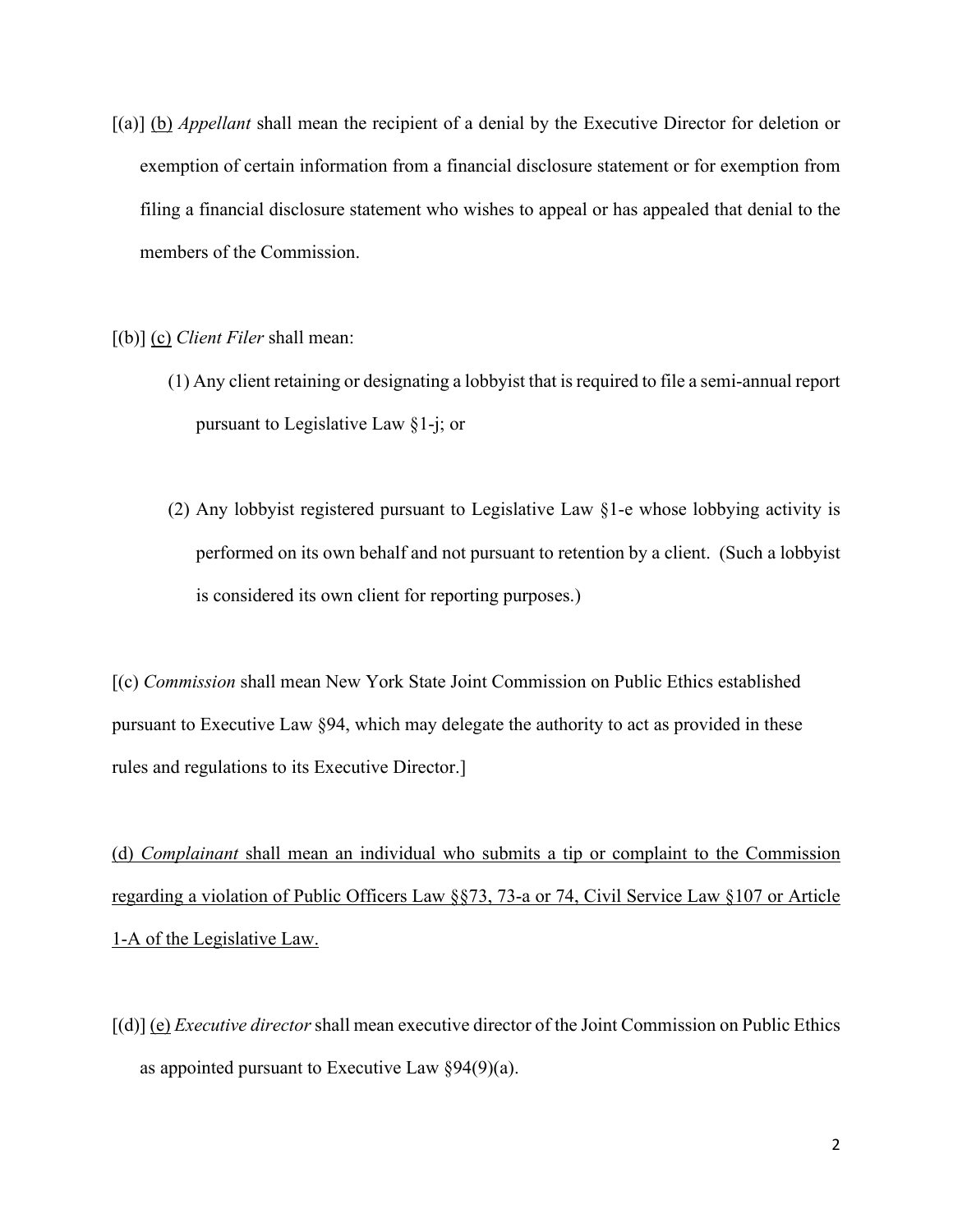[(a)] (b) *Appellant* shall mean the recipient of a denial by the Executive Director for deletion or exemption of certain information from a financial disclosure statement or for exemption from filing a financial disclosure statement who wishes to appeal or has appealed that denial to the members of the Commission.

[(b)] (c) *Client Filer* shall mean:

(1) Any client retaining or designating a lobbyist that is required to file a semi-annual report pursuant to Legislative Law §1-j; or

(2) Any lobbyist registered pursuant to Legislative Law §1-e whose lobbying activity is performed on its own behalf and not pursuant to retention by a client. (Such a lobbyist is considered its own client for reporting purposes.)

[(c) *Commission* shall mean New York State Joint Commission on Public Ethics established pursuant to Executive Law §94, which may delegate the authority to act as provided in these rules and regulations to its Executive Director.]

(d) *Complainant* shall mean an individual who submits a tip or complaint to the Commission regarding a violation of Public Officers Law §§73, 73-a or 74, Civil Service Law §107 or Article 1-A of the Legislative Law.

[(d)] (e) *Executive director* shall mean executive director of the Joint Commission on Public Ethics as appointed pursuant to Executive Law §94(9)(a).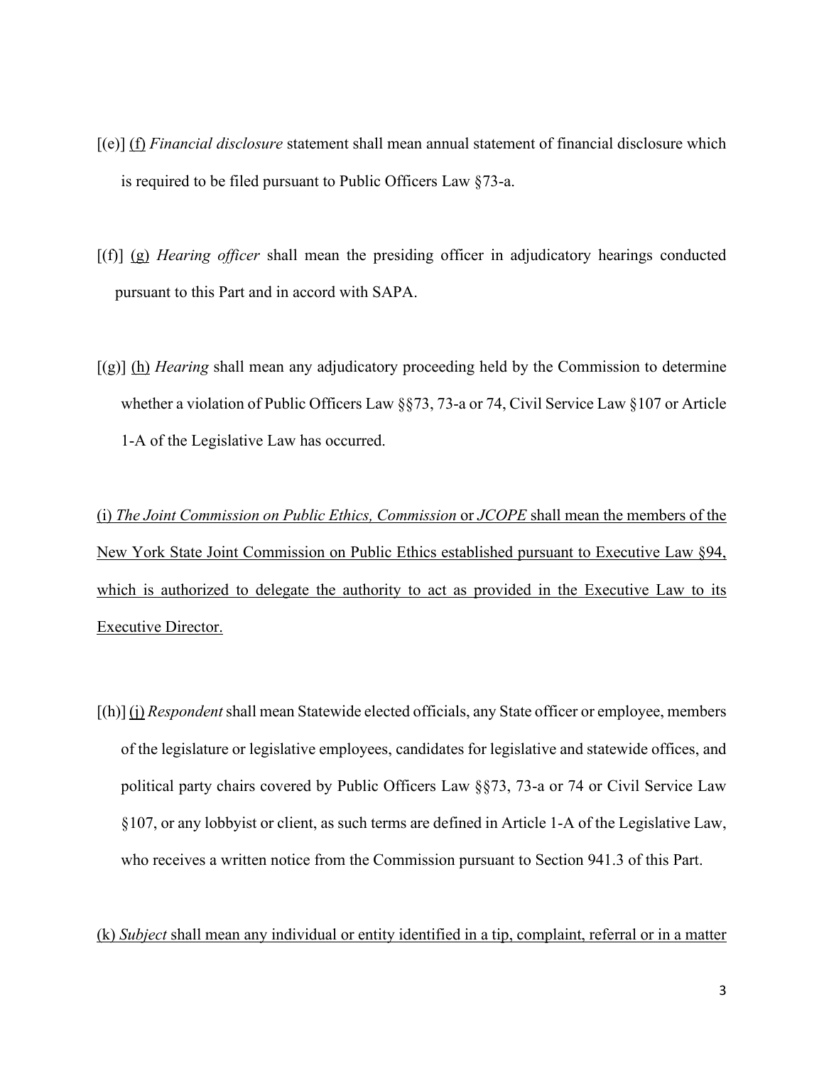[(e)] <u>(f)</u> *Financial disclosure* statement shall mean annual statement of financial disclosure which is required to be filed pursuant to Public Officers Law §73-a.

[(f)] <u>(g)</u> *Hearing officer* shall mean the presiding officer in adjudicatory hearings conducted pursuant to this Part and in accord with SAPA.

[(g)] <u>(h)</u> *Hearing* shall mean any adjudicatory proceeding held by the Commission to determine whether a violation of Public Officers Law §§73, 73-a or 74, Civil Service Law §107 or Article 1-A of the Legislative Law has occurred.

<u>(i) *The Joint Commission on Public Ethics, Commission* or *JCOPE* shall mean the members of the New York State Joint Commission on Public Ethics established pursuant to Executive Law §94, which is authorized to delegate the authority to act as provided in the Executive Law to its Executive Director.</u>

[(h)] <u>(j)</u> *Respondent* shall mean Statewide elected officials, any State officer or employee, members of the legislature or legislative employees, candidates for legislative and statewide offices, and political party chairs covered by Public Officers Law §§73, 73-a or 74 or Civil Service Law §107, or any lobbyist or client, as such terms are defined in Article 1-A of the Legislative Law, who receives a written notice from the Commission pursuant to Section 941.3 of this Part.

<u>(k) *Subject* shall mean any individual or entity identified in a tip, complaint, referral or in a matter</u>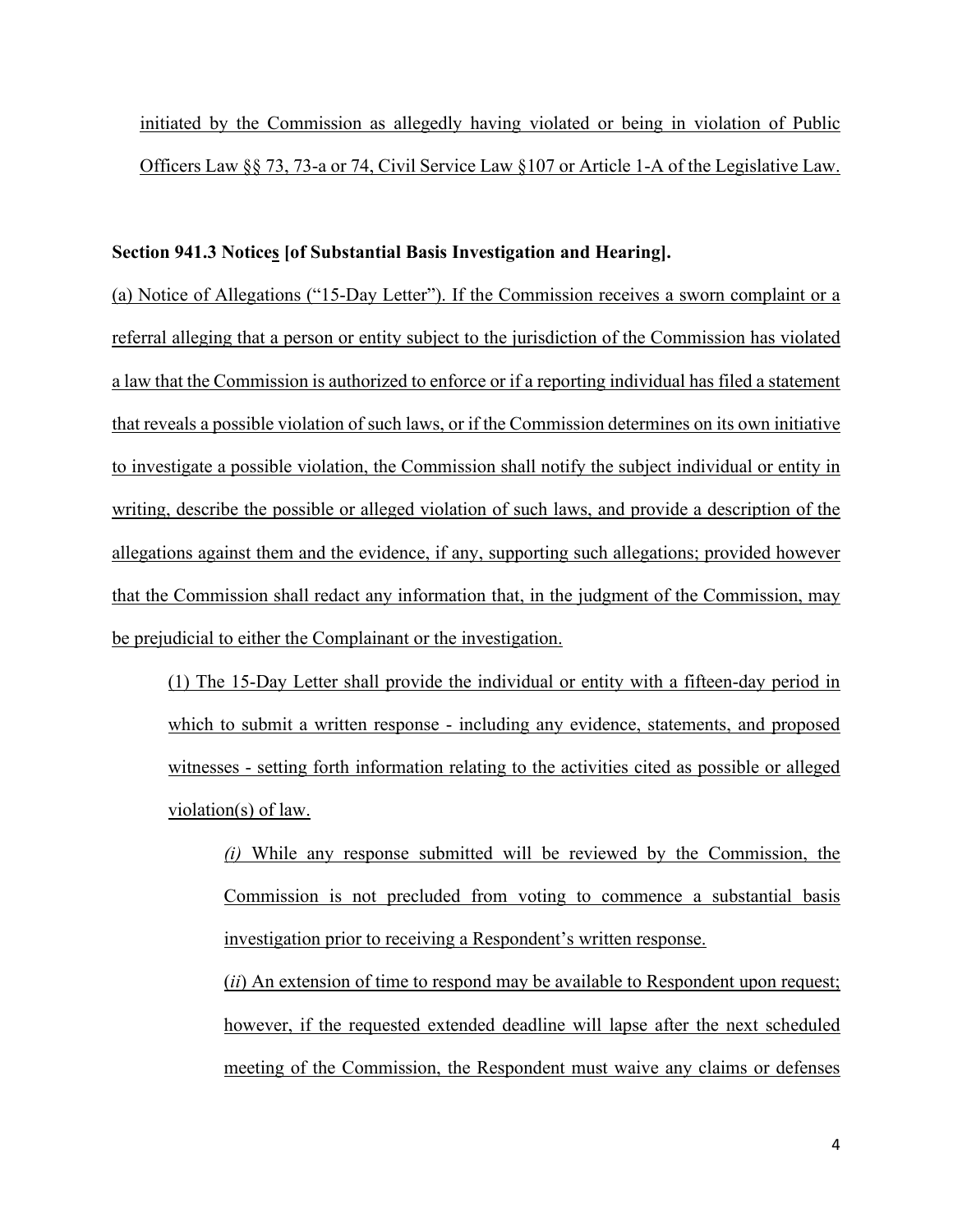initiated by the Commission as allegedly having violated or being in violation of Public Officers Law §§ 73, 73-a or 74, Civil Service Law §107 or Article 1-A of the Legislative Law.

**Section 941.3 Notices [of Substantial Basis Investigation and Hearing].**

(a) Notice of Allegations ("15-Day Letter"). If the Commission receives a sworn complaint or a referral alleging that a person or entity subject to the jurisdiction of the Commission has violated a law that the Commission is authorized to enforce or if a reporting individual has filed a statement that reveals a possible violation of such laws, or if the Commission determines on its own initiative to investigate a possible violation, the Commission shall notify the subject individual or entity in writing, describe the possible or alleged violation of such laws, and provide a description of the allegations against them and the evidence, if any, supporting such allegations; provided however that the Commission shall redact any information that, in the judgment of the Commission, may be prejudicial to either the Complainant or the investigation.

(1) The 15-Day Letter shall provide the individual or entity with a fifteen-day period in which to submit a written response - including any evidence, statements, and proposed witnesses - setting forth information relating to the activities cited as possible or alleged violation(s) of law.

*(i)* While any response submitted will be reviewed by the Commission, the Commission is not precluded from voting to commence a substantial basis investigation prior to receiving a Respondent's written response.

(*ii*) An extension of time to respond may be available to Respondent upon request; however, if the requested extended deadline will lapse after the next scheduled meeting of the Commission, the Respondent must waive any claims or defenses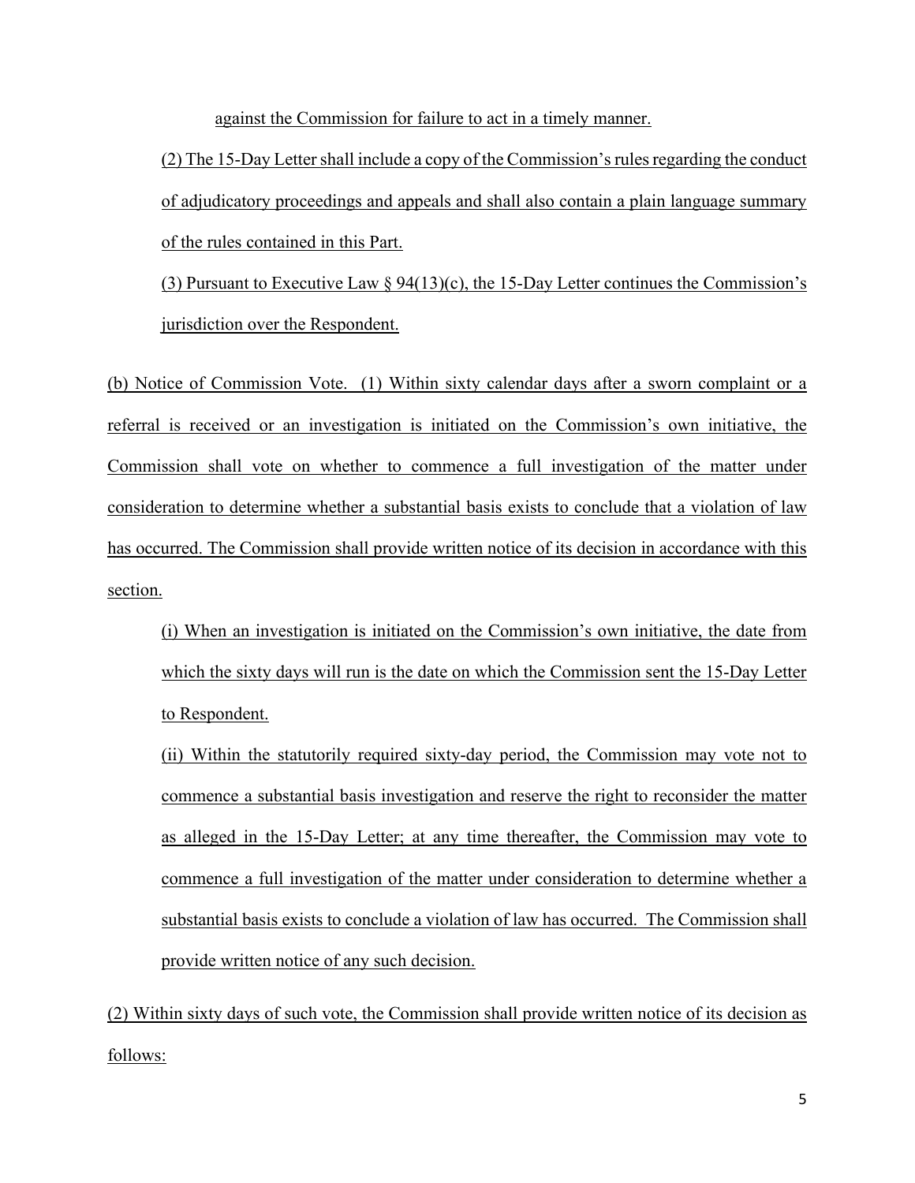against the Commission for failure to act in a timely manner.

(2) The 15-Day Letter shall include a copy of the Commission's rules regarding the conduct of adjudicatory proceedings and appeals and shall also contain a plain language summary of the rules contained in this Part.

(3) Pursuant to Executive Law § 94(13)(c), the 15-Day Letter continues the Commission's jurisdiction over the Respondent.

(b) Notice of Commission Vote. (1) Within sixty calendar days after a sworn complaint or a referral is received or an investigation is initiated on the Commission's own initiative, the Commission shall vote on whether to commence a full investigation of the matter under consideration to determine whether a substantial basis exists to conclude that a violation of law has occurred. The Commission shall provide written notice of its decision in accordance with this section.

(i) When an investigation is initiated on the Commission's own initiative, the date from which the sixty days will run is the date on which the Commission sent the 15-Day Letter to Respondent.

(ii) Within the statutorily required sixty-day period, the Commission may vote not to commence a substantial basis investigation and reserve the right to reconsider the matter as alleged in the 15-Day Letter; at any time thereafter, the Commission may vote to commence a full investigation of the matter under consideration to determine whether a substantial basis exists to conclude a violation of law has occurred. The Commission shall provide written notice of any such decision.

(2) Within sixty days of such vote, the Commission shall provide written notice of its decision as follows: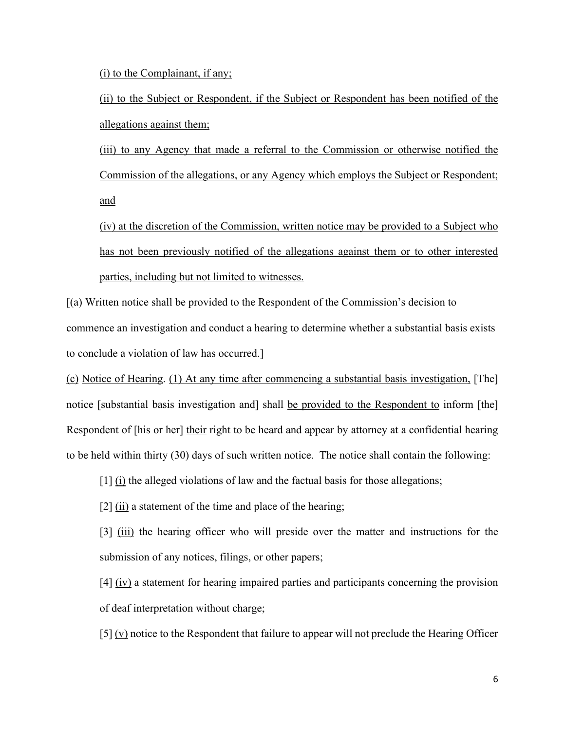(i) to the Complainant, if any;

(ii) to the Subject or Respondent, if the Subject or Respondent has been notified of the allegations against them;

(iii) to any Agency that made a referral to the Commission or otherwise notified the Commission of the allegations, or any Agency which employs the Subject or Respondent; and

(iv) at the discretion of the Commission, written notice may be provided to a Subject who has not been previously notified of the allegations against them or to other interested parties, including but not limited to witnesses.

[(a) Written notice shall be provided to the Respondent of the Commission's decision to commence an investigation and conduct a hearing to determine whether a substantial basis exists to conclude a violation of law has occurred.]

(c) Notice of Hearing. (1) At any time after commencing a substantial basis investigation, [The] notice [substantial basis investigation and] shall be provided to the Respondent to inform [the] Respondent of [his or her] their right to be heard and appear by attorney at a confidential hearing to be held within thirty (30) days of such written notice. The notice shall contain the following:

[1] (i) the alleged violations of law and the factual basis for those allegations;

[2] (ii) a statement of the time and place of the hearing;

[3] (iii) the hearing officer who will preside over the matter and instructions for the submission of any notices, filings, or other papers;

[4] (iv) a statement for hearing impaired parties and participants concerning the provision of deaf interpretation without charge;

[5] (v) notice to the Respondent that failure to appear will not preclude the Hearing Officer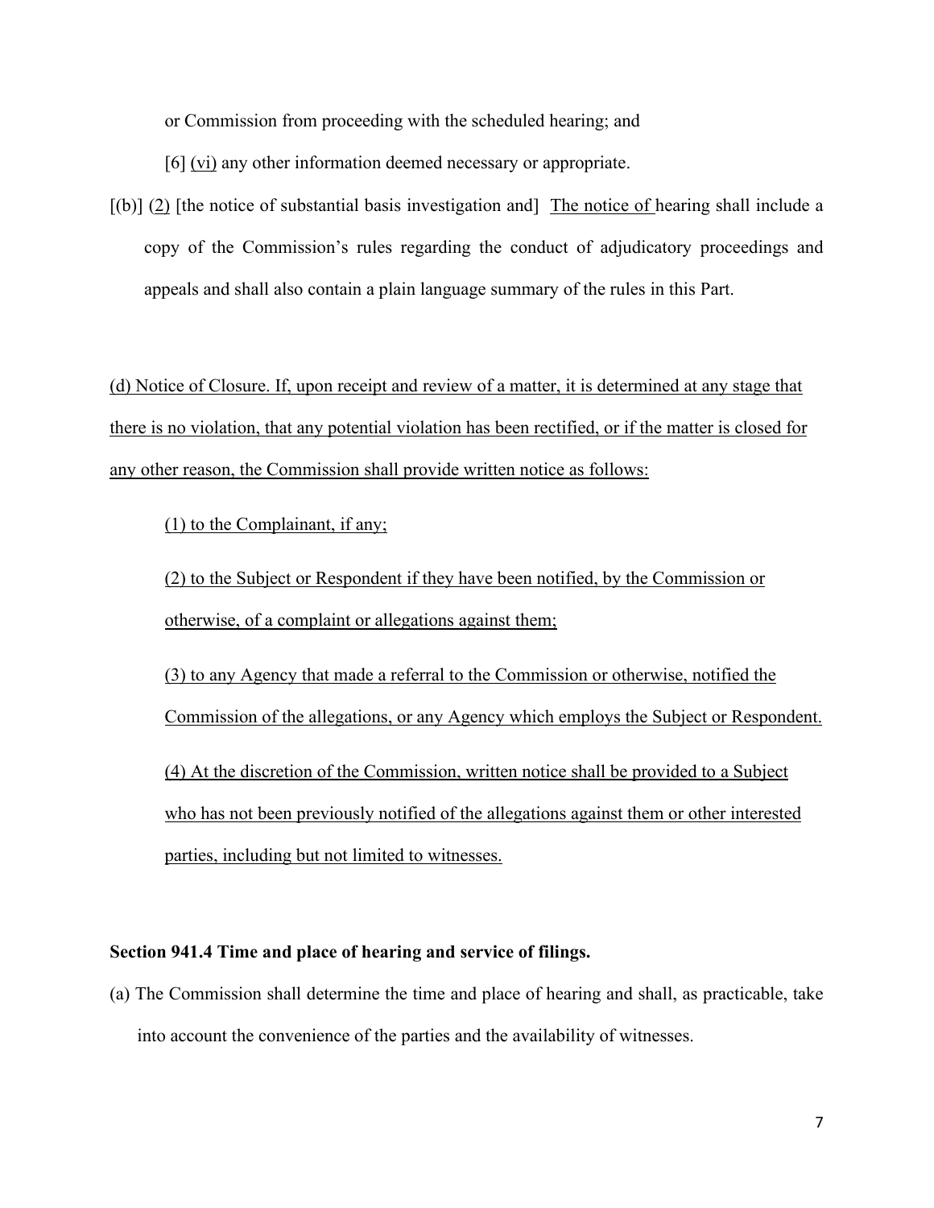or Commission from proceeding with the scheduled hearing; and

[6] <u>(vi)</u> any other information deemed necessary or appropriate.

[(b)] <u>(2)</u> [the notice of substantial basis investigation and] <u>The notice of</u> hearing shall include a copy of the Commission's rules regarding the conduct of adjudicatory proceedings and appeals and shall also contain a plain language summary of the rules in this Part.

<u>(d) Notice of Closure. If, upon receipt and review of a matter, it is determined at any stage that there is no violation, that any potential violation has been rectified, or if the matter is closed for any other reason, the Commission shall provide written notice as follows:</u>

<u>(1) to the Complainant, if any;</u>

<u>(2) to the Subject or Respondent if they have been notified, by the Commission or otherwise, of a complaint or allegations against them;</u>

<u>(3) to any Agency that made a referral to the Commission or otherwise, notified the Commission of the allegations, or any Agency which employs the Subject or Respondent.</u>

<u>(4) At the discretion of the Commission, written notice shall be provided to a Subject who has not been previously notified of the allegations against them or other interested parties, including but not limited to witnesses.</u>

**Section 941.4 Time and place of hearing and service of filings.**

(a) The Commission shall determine the time and place of hearing and shall, as practicable, take into account the convenience of the parties and the availability of witnesses.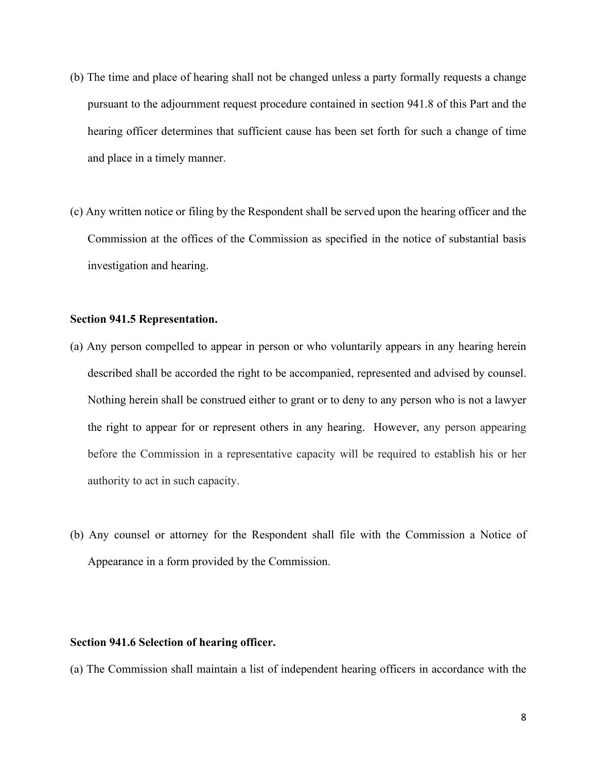(b) The time and place of hearing shall not be changed unless a party formally requests a change pursuant to the adjournment request procedure contained in section 941.8 of this Part and the hearing officer determines that sufficient cause has been set forth for such a change of time and place in a timely manner.

(c) Any written notice or filing by the Respondent shall be served upon the hearing officer and the Commission at the offices of the Commission as specified in the notice of substantial basis investigation and hearing.

**Section 941.5 Representation.**

(a) Any person compelled to appear in person or who voluntarily appears in any hearing herein described shall be accorded the right to be accompanied, represented and advised by counsel. Nothing herein shall be construed either to grant or to deny to any person who is not a lawyer the right to appear for or represent others in any hearing. However, any person appearing before the Commission in a representative capacity will be required to establish his or her authority to act in such capacity.

(b) Any counsel or attorney for the Respondent shall file with the Commission a Notice of Appearance in a form provided by the Commission.

**Section 941.6 Selection of hearing officer.**

(a) The Commission shall maintain a list of independent hearing officers in accordance with the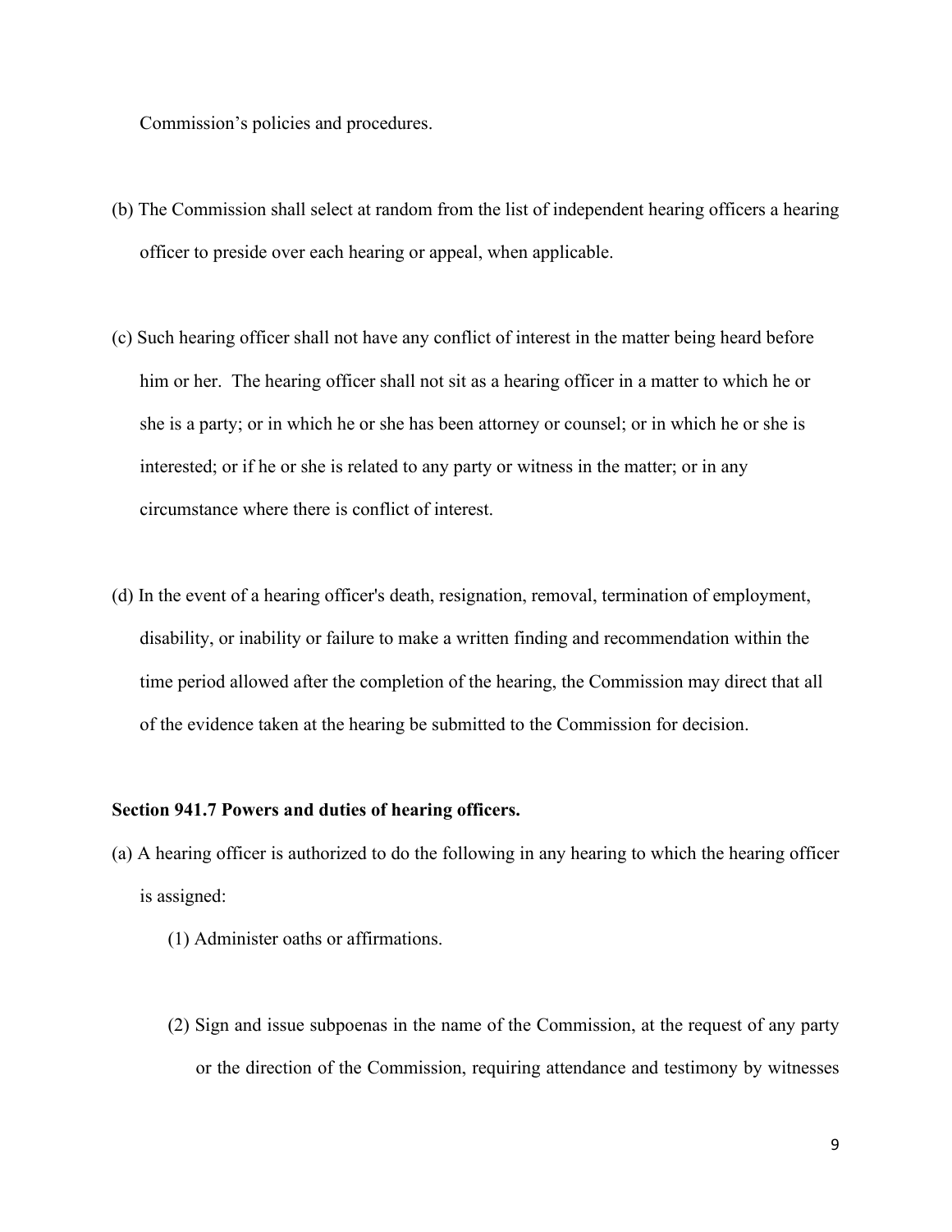Commission's policies and procedures.

(b) The Commission shall select at random from the list of independent hearing officers a hearing officer to preside over each hearing or appeal, when applicable.

(c) Such hearing officer shall not have any conflict of interest in the matter being heard before him or her. The hearing officer shall not sit as a hearing officer in a matter to which he or she is a party; or in which he or she has been attorney or counsel; or in which he or she is interested; or if he or she is related to any party or witness in the matter; or in any circumstance where there is conflict of interest.

(d) In the event of a hearing officer's death, resignation, removal, termination of employment, disability, or inability or failure to make a written finding and recommendation within the time period allowed after the completion of the hearing, the Commission may direct that all of the evidence taken at the hearing be submitted to the Commission for decision.

**Section 941.7 Powers and duties of hearing officers.**

(a) A hearing officer is authorized to do the following in any hearing to which the hearing officer is assigned:

(1) Administer oaths or affirmations.

(2) Sign and issue subpoenas in the name of the Commission, at the request of any party or the direction of the Commission, requiring attendance and testimony by witnesses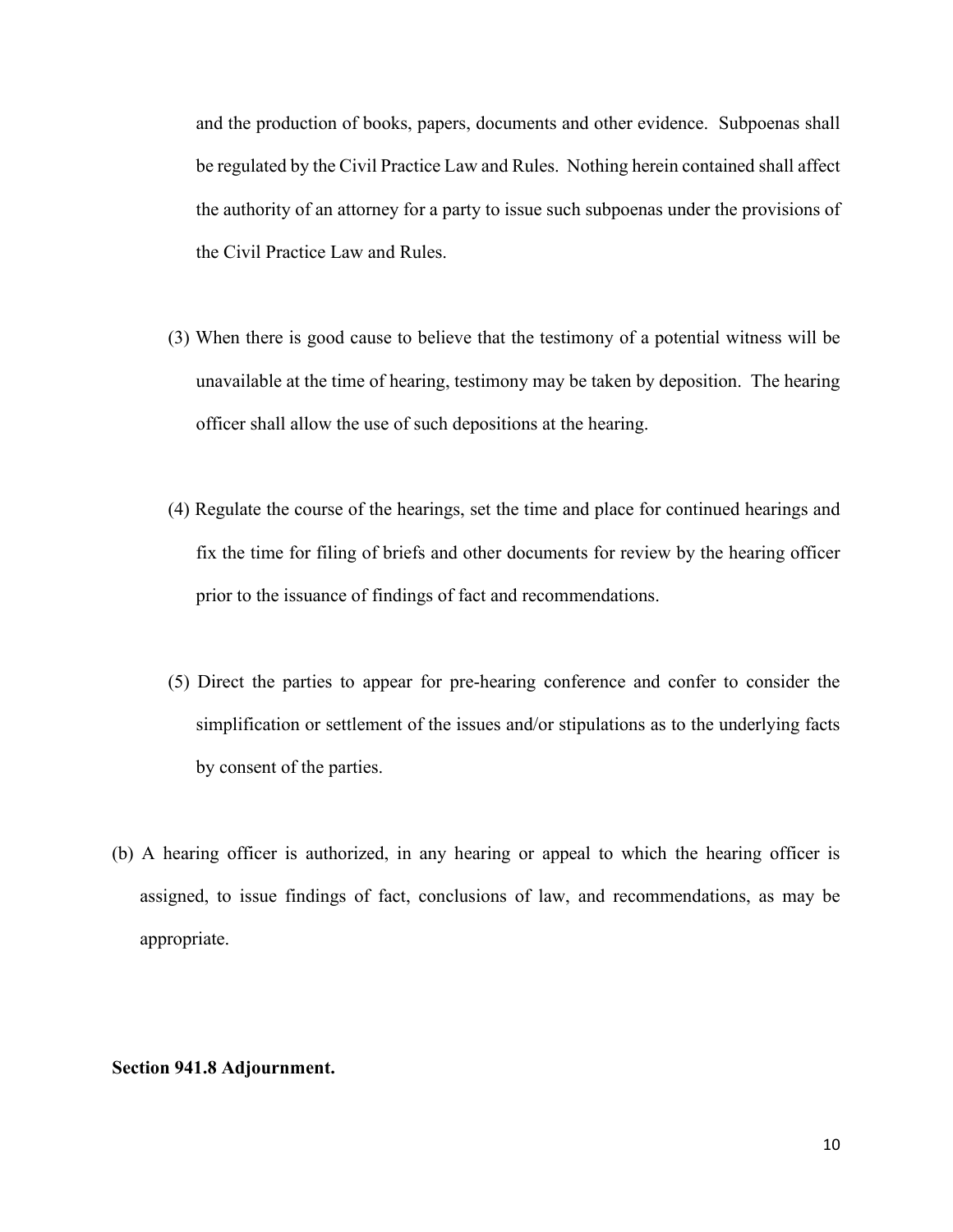and the production of books, papers, documents and other evidence. Subpoenas shall be regulated by the Civil Practice Law and Rules. Nothing herein contained shall affect the authority of an attorney for a party to issue such subpoenas under the provisions of the Civil Practice Law and Rules.

(3) When there is good cause to believe that the testimony of a potential witness will be unavailable at the time of hearing, testimony may be taken by deposition. The hearing officer shall allow the use of such depositions at the hearing.

(4) Regulate the course of the hearings, set the time and place for continued hearings and fix the time for filing of briefs and other documents for review by the hearing officer prior to the issuance of findings of fact and recommendations.

(5) Direct the parties to appear for pre-hearing conference and confer to consider the simplification or settlement of the issues and/or stipulations as to the underlying facts by consent of the parties.

(b) A hearing officer is authorized, in any hearing or appeal to which the hearing officer is assigned, to issue findings of fact, conclusions of law, and recommendations, as may be appropriate.

**Section 941.8 Adjournment.**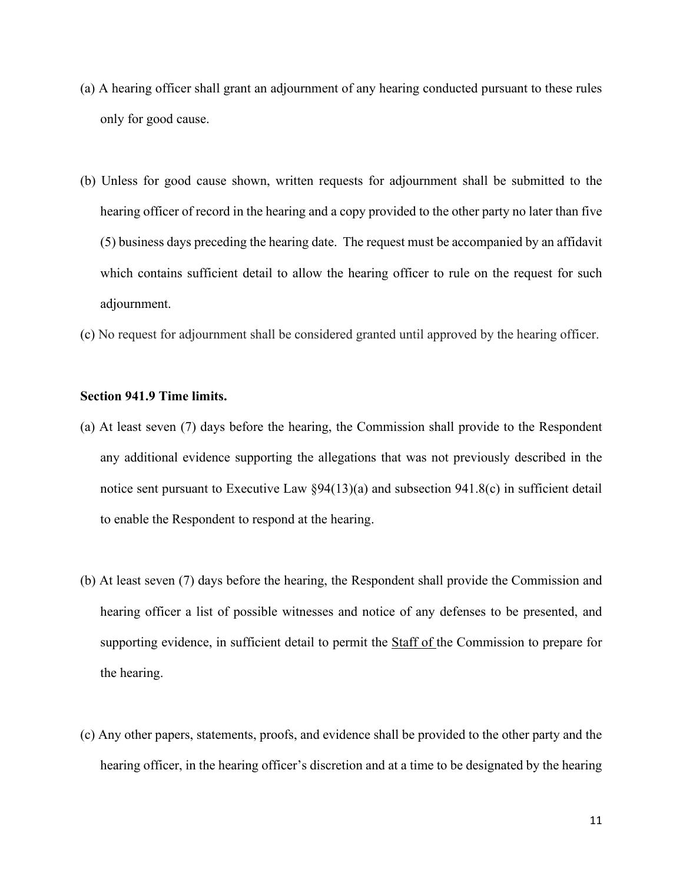(a) A hearing officer shall grant an adjournment of any hearing conducted pursuant to these rules only for good cause.

(b) Unless for good cause shown, written requests for adjournment shall be submitted to the hearing officer of record in the hearing and a copy provided to the other party no later than five (5) business days preceding the hearing date. The request must be accompanied by an affidavit which contains sufficient detail to allow the hearing officer to rule on the request for such adjournment.

(c) No request for adjournment shall be considered granted until approved by the hearing officer.

**Section 941.9 Time limits.**

(a) At least seven (7) days before the hearing, the Commission shall provide to the Respondent any additional evidence supporting the allegations that was not previously described in the notice sent pursuant to Executive Law §94(13)(a) and subsection 941.8(c) in sufficient detail to enable the Respondent to respond at the hearing.

(b) At least seven (7) days before the hearing, the Respondent shall provide the Commission and hearing officer a list of possible witnesses and notice of any defenses to be presented, and supporting evidence, in sufficient detail to permit the Staff of the Commission to prepare for the hearing.

(c) Any other papers, statements, proofs, and evidence shall be provided to the other party and the hearing officer, in the hearing officer's discretion and at a time to be designated by the hearing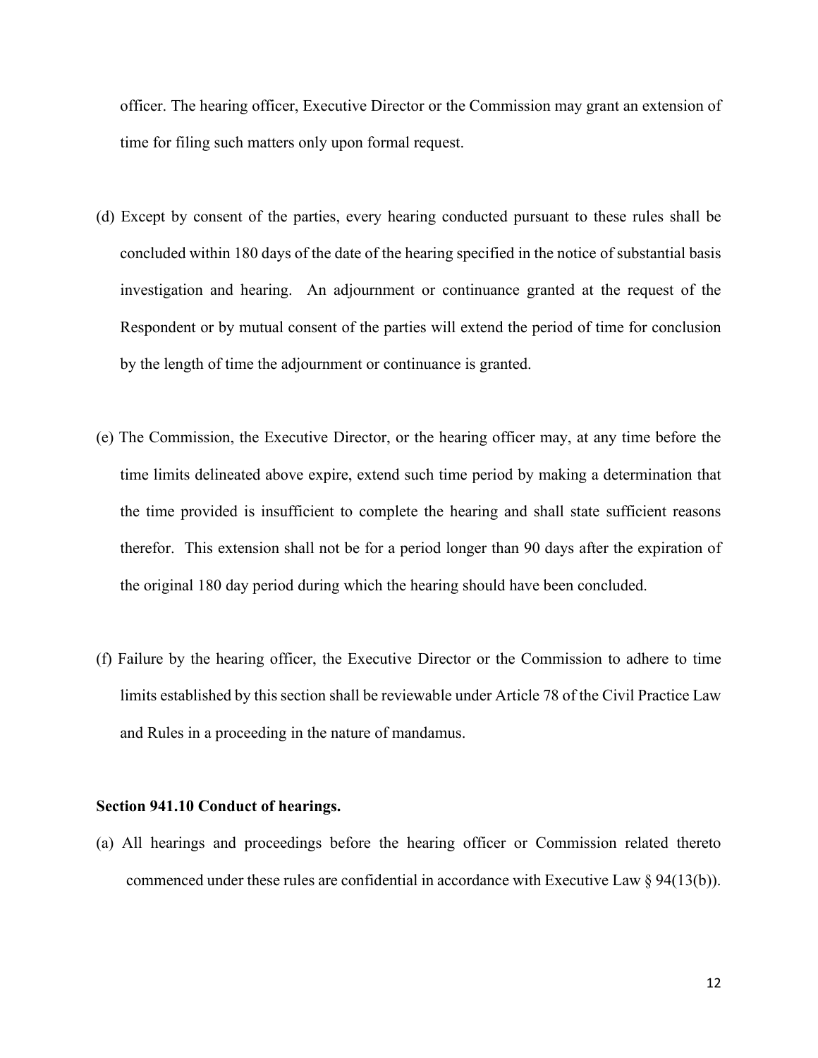officer. The hearing officer, Executive Director or the Commission may grant an extension of time for filing such matters only upon formal request.

(d) Except by consent of the parties, every hearing conducted pursuant to these rules shall be concluded within 180 days of the date of the hearing specified in the notice of substantial basis investigation and hearing. An adjournment or continuance granted at the request of the Respondent or by mutual consent of the parties will extend the period of time for conclusion by the length of time the adjournment or continuance is granted.

(e) The Commission, the Executive Director, or the hearing officer may, at any time before the time limits delineated above expire, extend such time period by making a determination that the time provided is insufficient to complete the hearing and shall state sufficient reasons therefor. This extension shall not be for a period longer than 90 days after the expiration of the original 180 day period during which the hearing should have been concluded.

(f) Failure by the hearing officer, the Executive Director or the Commission to adhere to time limits established by this section shall be reviewable under Article 78 of the Civil Practice Law and Rules in a proceeding in the nature of mandamus.

**Section 941.10 Conduct of hearings.**

(a) All hearings and proceedings before the hearing officer or Commission related thereto commenced under these rules are confidential in accordance with Executive Law § 94(13(b)).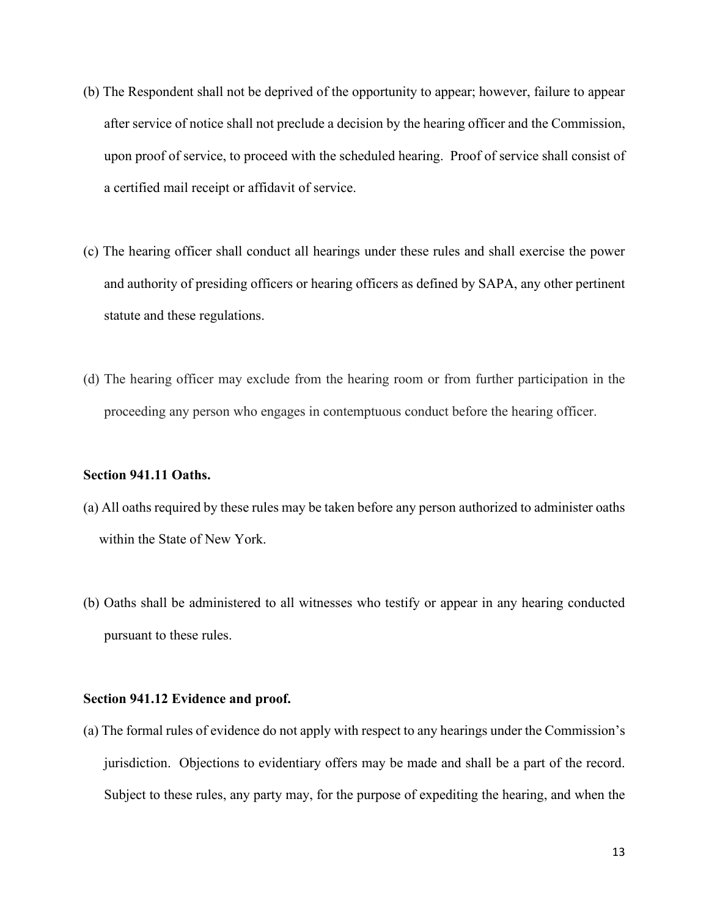(b) The Respondent shall not be deprived of the opportunity to appear; however, failure to appear after service of notice shall not preclude a decision by the hearing officer and the Commission, upon proof of service, to proceed with the scheduled hearing. Proof of service shall consist of a certified mail receipt or affidavit of service.

(c) The hearing officer shall conduct all hearings under these rules and shall exercise the power and authority of presiding officers or hearing officers as defined by SAPA, any other pertinent statute and these regulations.

(d) The hearing officer may exclude from the hearing room or from further participation in the proceeding any person who engages in contemptuous conduct before the hearing officer.

**Section 941.11 Oaths.**

(a) All oaths required by these rules may be taken before any person authorized to administer oaths within the State of New York.

(b) Oaths shall be administered to all witnesses who testify or appear in any hearing conducted pursuant to these rules.

**Section 941.12 Evidence and proof.**

(a) The formal rules of evidence do not apply with respect to any hearings under the Commission's jurisdiction. Objections to evidentiary offers may be made and shall be a part of the record. Subject to these rules, any party may, for the purpose of expediting the hearing, and when the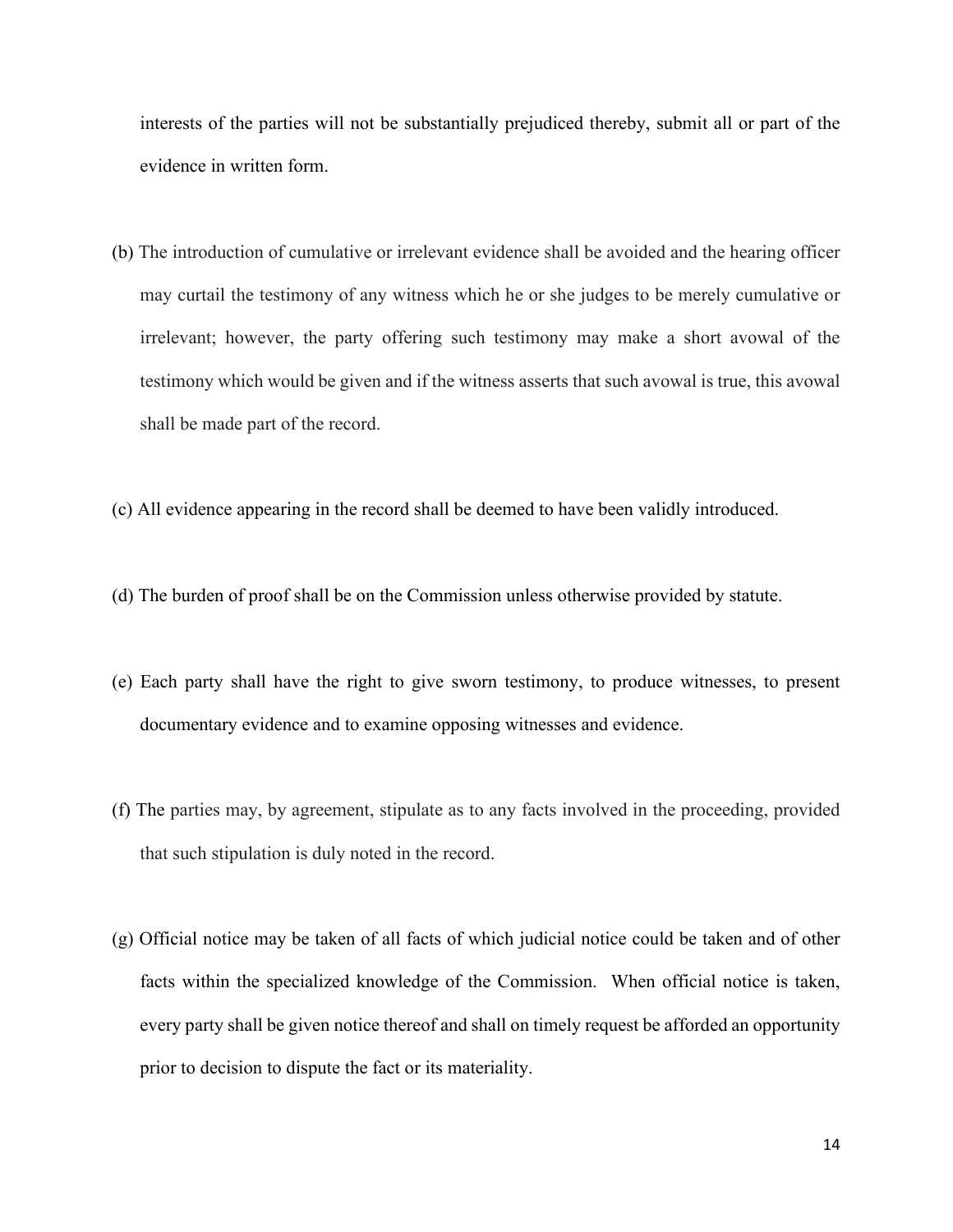interests of the parties will not be substantially prejudiced thereby, submit all or part of the evidence in written form.

(b) The introduction of cumulative or irrelevant evidence shall be avoided and the hearing officer may curtail the testimony of any witness which he or she judges to be merely cumulative or irrelevant; however, the party offering such testimony may make a short avowal of the testimony which would be given and if the witness asserts that such avowal is true, this avowal shall be made part of the record.

(c) All evidence appearing in the record shall be deemed to have been validly introduced.

(d) The burden of proof shall be on the Commission unless otherwise provided by statute.

(e) Each party shall have the right to give sworn testimony, to produce witnesses, to present documentary evidence and to examine opposing witnesses and evidence.

(f) The parties may, by agreement, stipulate as to any facts involved in the proceeding, provided that such stipulation is duly noted in the record.

(g) Official notice may be taken of all facts of which judicial notice could be taken and of other facts within the specialized knowledge of the Commission. When official notice is taken, every party shall be given notice thereof and shall on timely request be afforded an opportunity prior to decision to dispute the fact or its materiality.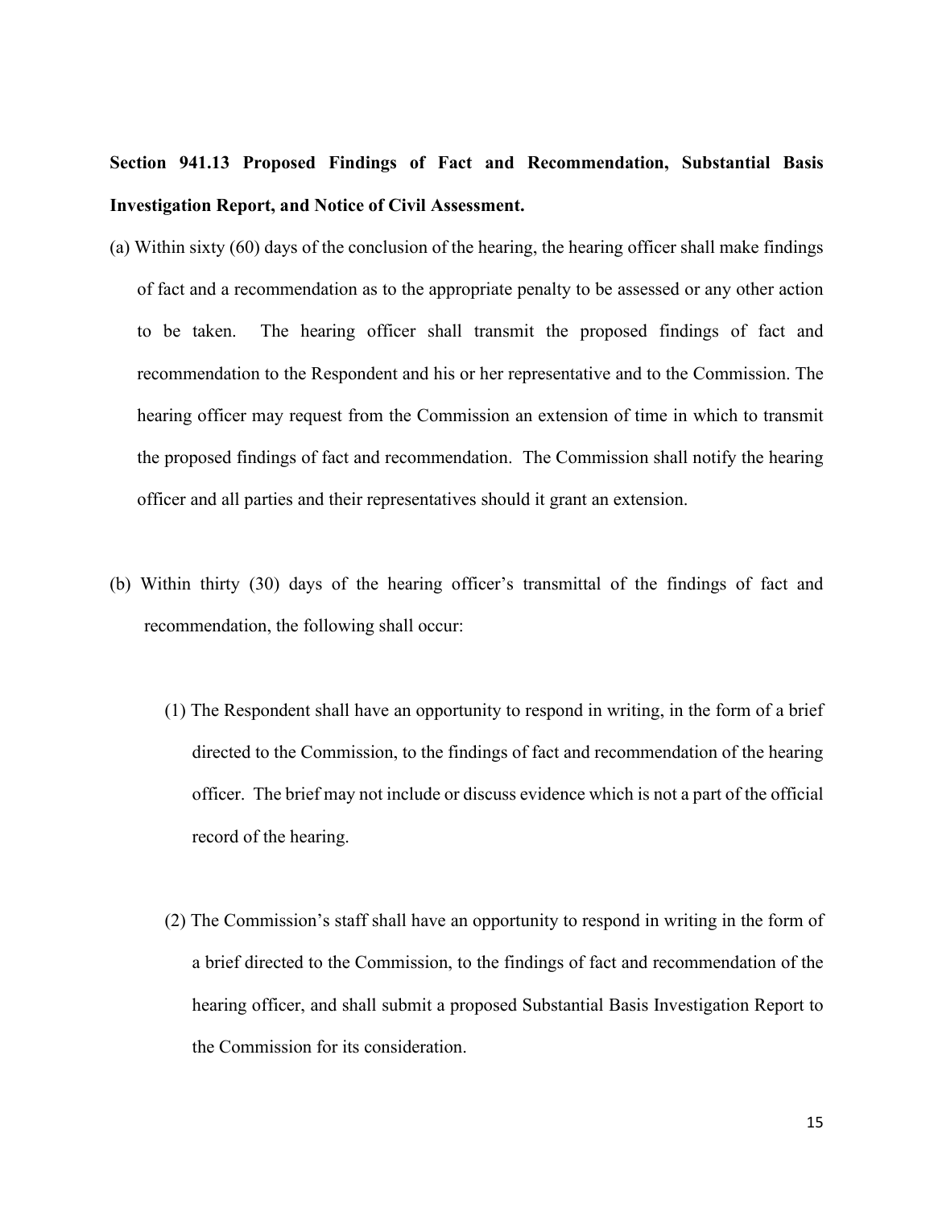**Section 941.13 Proposed Findings of Fact and Recommendation, Substantial Basis Investigation Report, and Notice of Civil Assessment.**

(a) Within sixty (60) days of the conclusion of the hearing, the hearing officer shall make findings of fact and a recommendation as to the appropriate penalty to be assessed or any other action to be taken. The hearing officer shall transmit the proposed findings of fact and recommendation to the Respondent and his or her representative and to the Commission. The hearing officer may request from the Commission an extension of time in which to transmit the proposed findings of fact and recommendation. The Commission shall notify the hearing officer and all parties and their representatives should it grant an extension.

(b) Within thirty (30) days of the hearing officer's transmittal of the findings of fact and recommendation, the following shall occur:

(1) The Respondent shall have an opportunity to respond in writing, in the form of a brief directed to the Commission, to the findings of fact and recommendation of the hearing officer. The brief may not include or discuss evidence which is not a part of the official record of the hearing.

(2) The Commission's staff shall have an opportunity to respond in writing in the form of a brief directed to the Commission, to the findings of fact and recommendation of the hearing officer, and shall submit a proposed Substantial Basis Investigation Report to the Commission for its consideration.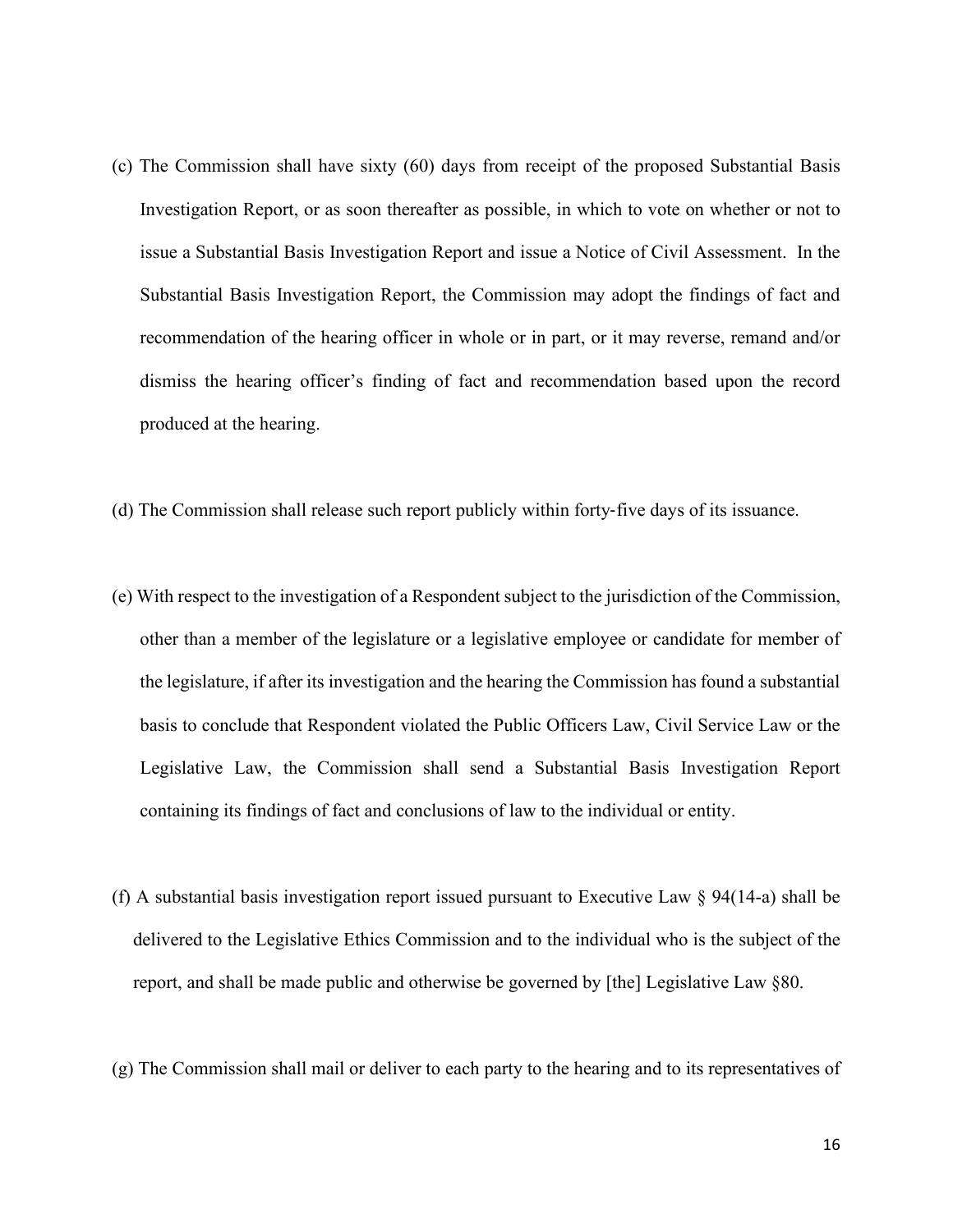(c) The Commission shall have sixty (60) days from receipt of the proposed Substantial Basis Investigation Report, or as soon thereafter as possible, in which to vote on whether or not to issue a Substantial Basis Investigation Report and issue a Notice of Civil Assessment. In the Substantial Basis Investigation Report, the Commission may adopt the findings of fact and recommendation of the hearing officer in whole or in part, or it may reverse, remand and/or dismiss the hearing officer's finding of fact and recommendation based upon the record produced at the hearing.

(d) The Commission shall release such report publicly within forty-five days of its issuance.

(e) With respect to the investigation of a Respondent subject to the jurisdiction of the Commission, other than a member of the legislature or a legislative employee or candidate for member of the legislature, if after its investigation and the hearing the Commission has found a substantial basis to conclude that Respondent violated the Public Officers Law, Civil Service Law or the Legislative Law, the Commission shall send a Substantial Basis Investigation Report containing its findings of fact and conclusions of law to the individual or entity.

(f) A substantial basis investigation report issued pursuant to Executive Law § 94(14-a) shall be delivered to the Legislative Ethics Commission and to the individual who is the subject of the report, and shall be made public and otherwise be governed by [the] Legislative Law §80.

(g) The Commission shall mail or deliver to each party to the hearing and to its representatives of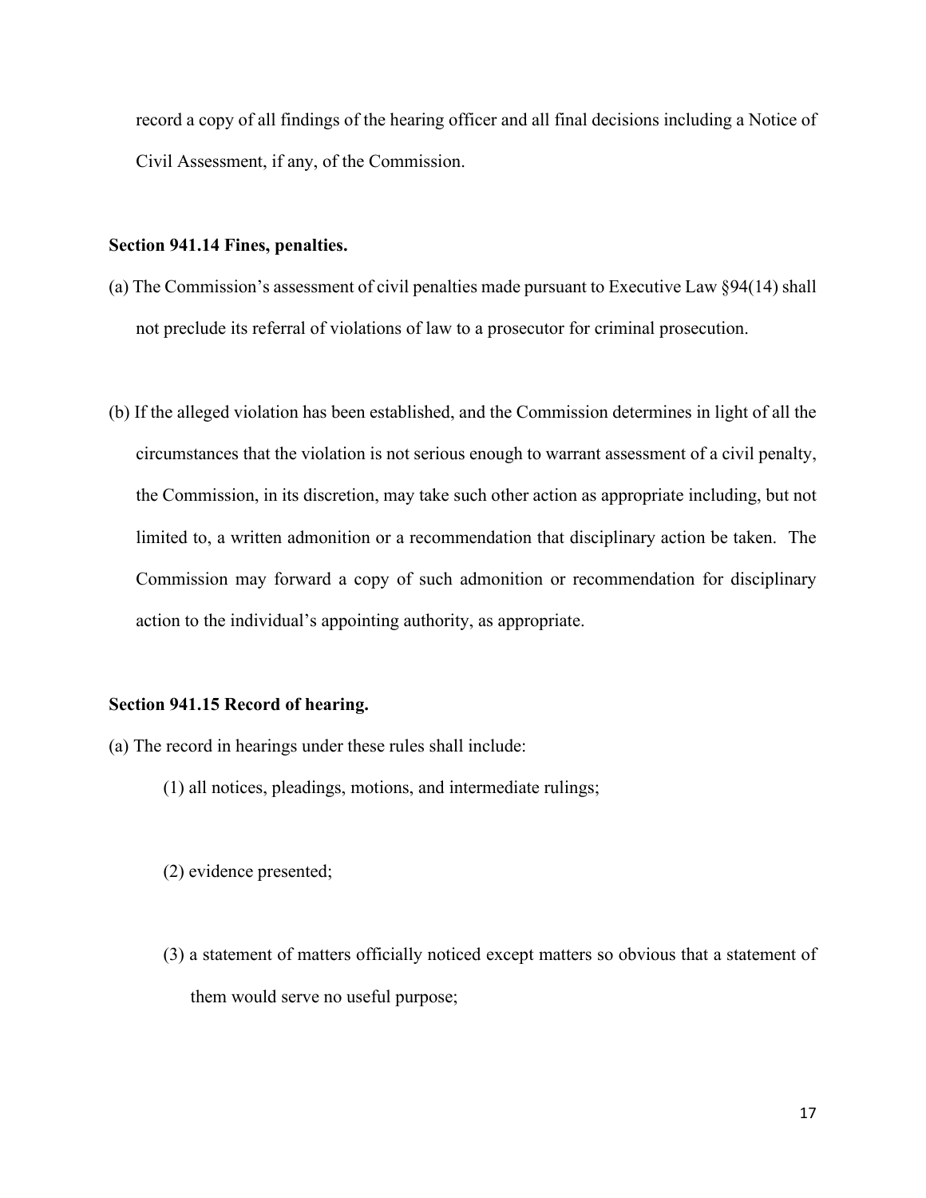record a copy of all findings of the hearing officer and all final decisions including a Notice of Civil Assessment, if any, of the Commission.

**Section 941.14 Fines, penalties.**

(a) The Commission's assessment of civil penalties made pursuant to Executive Law §94(14) shall not preclude its referral of violations of law to a prosecutor for criminal prosecution.

(b) If the alleged violation has been established, and the Commission determines in light of all the circumstances that the violation is not serious enough to warrant assessment of a civil penalty, the Commission, in its discretion, may take such other action as appropriate including, but not limited to, a written admonition or a recommendation that disciplinary action be taken. The Commission may forward a copy of such admonition or recommendation for disciplinary action to the individual's appointing authority, as appropriate.

**Section 941.15 Record of hearing.**

(a) The record in hearings under these rules shall include:

(1) all notices, pleadings, motions, and intermediate rulings;

(2) evidence presented;

(3) a statement of matters officially noticed except matters so obvious that a statement of them would serve no useful purpose;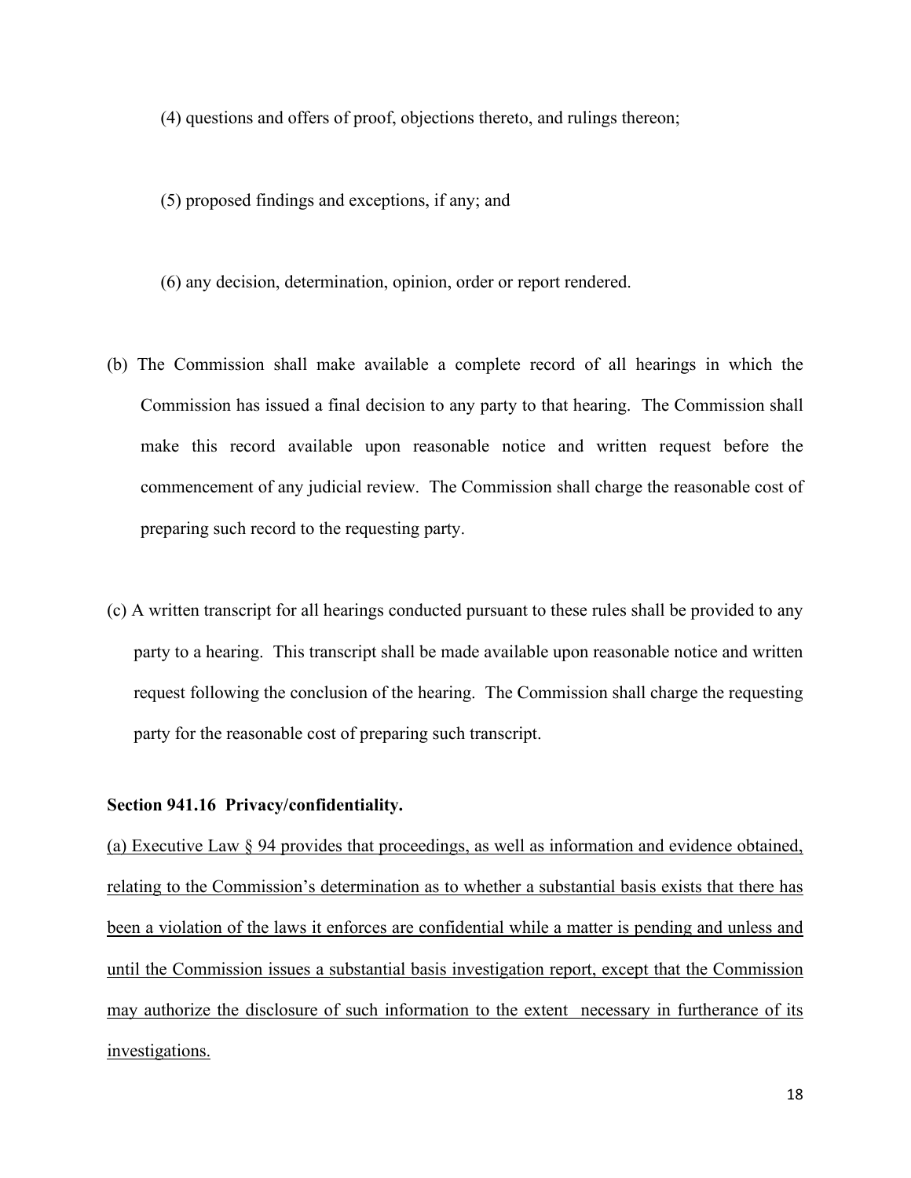(4) questions and offers of proof, objections thereto, and rulings thereon;

(5) proposed findings and exceptions, if any; and

(6) any decision, determination, opinion, order or report rendered.

(b) The Commission shall make available a complete record of all hearings in which the Commission has issued a final decision to any party to that hearing. The Commission shall make this record available upon reasonable notice and written request before the commencement of any judicial review. The Commission shall charge the reasonable cost of preparing such record to the requesting party.

(c) A written transcript for all hearings conducted pursuant to these rules shall be provided to any party to a hearing. This transcript shall be made available upon reasonable notice and written request following the conclusion of the hearing. The Commission shall charge the requesting party for the reasonable cost of preparing such transcript.

**Section 941.16 Privacy/confidentiality.**

<u>(a) Executive Law § 94 provides that proceedings, as well as information and evidence obtained, relating to the Commission's determination as to whether a substantial basis exists that there has been a violation of the laws it enforces are confidential while a matter is pending and unless and until the Commission issues a substantial basis investigation report, except that the Commission may authorize the disclosure of such information to the extent necessary in furtherance of its investigations.</u>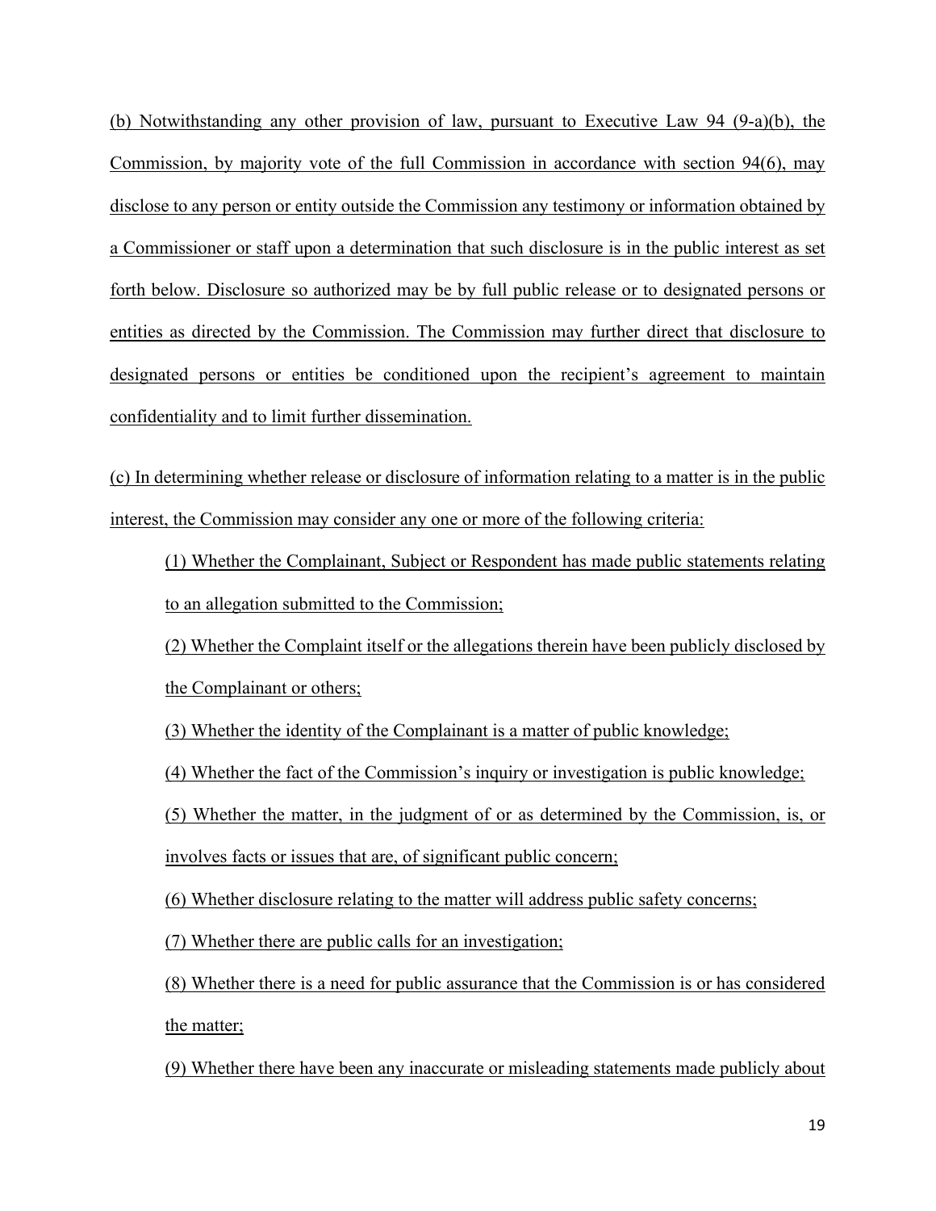(b) Notwithstanding any other provision of law, pursuant to Executive Law 94 (9-a)(b), the Commission, by majority vote of the full Commission in accordance with section 94(6), may disclose to any person or entity outside the Commission any testimony or information obtained by a Commissioner or staff upon a determination that such disclosure is in the public interest as set forth below. Disclosure so authorized may be by full public release or to designated persons or entities as directed by the Commission. The Commission may further direct that disclosure to designated persons or entities be conditioned upon the recipient's agreement to maintain confidentiality and to limit further dissemination.

(c) In determining whether release or disclosure of information relating to a matter is in the public interest, the Commission may consider any one or more of the following criteria:

(1) Whether the Complainant, Subject or Respondent has made public statements relating to an allegation submitted to the Commission;

(2) Whether the Complaint itself or the allegations therein have been publicly disclosed by the Complainant or others;

(3) Whether the identity of the Complainant is a matter of public knowledge;

(4) Whether the fact of the Commission's inquiry or investigation is public knowledge;

(5) Whether the matter, in the judgment of or as determined by the Commission, is, or involves facts or issues that are, of significant public concern;

(6) Whether disclosure relating to the matter will address public safety concerns;

(7) Whether there are public calls for an investigation;

(8) Whether there is a need for public assurance that the Commission is or has considered the matter;

(9) Whether there have been any inaccurate or misleading statements made publicly about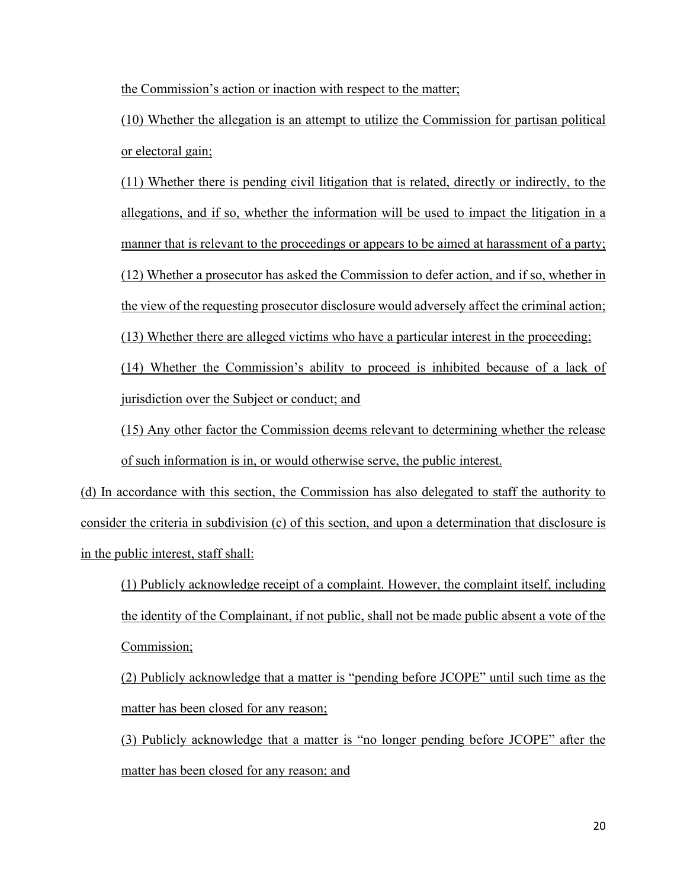the Commission's action or inaction with respect to the matter;

(10) Whether the allegation is an attempt to utilize the Commission for partisan political or electoral gain;

(11) Whether there is pending civil litigation that is related, directly or indirectly, to the allegations, and if so, whether the information will be used to impact the litigation in a manner that is relevant to the proceedings or appears to be aimed at harassment of a party;

(12) Whether a prosecutor has asked the Commission to defer action, and if so, whether in the view of the requesting prosecutor disclosure would adversely affect the criminal action;

(13) Whether there are alleged victims who have a particular interest in the proceeding;

(14) Whether the Commission's ability to proceed is inhibited because of a lack of jurisdiction over the Subject or conduct; and

(15) Any other factor the Commission deems relevant to determining whether the release of such information is in, or would otherwise serve, the public interest.

(d) In accordance with this section, the Commission has also delegated to staff the authority to consider the criteria in subdivision (c) of this section, and upon a determination that disclosure is in the public interest, staff shall:

(1) Publicly acknowledge receipt of a complaint. However, the complaint itself, including the identity of the Complainant, if not public, shall not be made public absent a vote of the Commission;

(2) Publicly acknowledge that a matter is "pending before JCOPE" until such time as the matter has been closed for any reason;

(3) Publicly acknowledge that a matter is "no longer pending before JCOPE" after the matter has been closed for any reason; and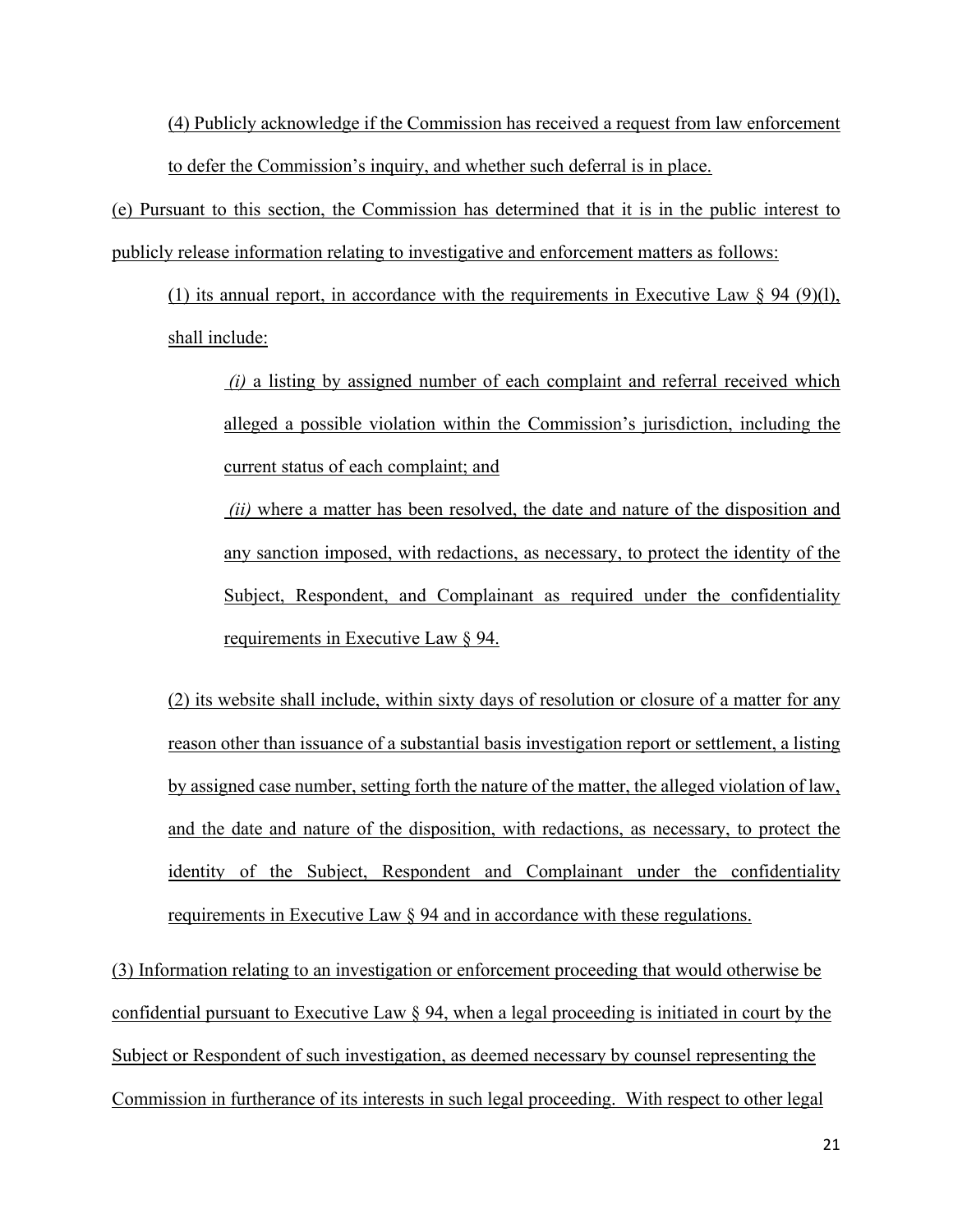(4) Publicly acknowledge if the Commission has received a request from law enforcement to defer the Commission's inquiry, and whether such deferral is in place.

(e) Pursuant to this section, the Commission has determined that it is in the public interest to publicly release information relating to investigative and enforcement matters as follows:

(1) its annual report, in accordance with the requirements in Executive Law § 94 (9)(l), shall include:

*(i)* a listing by assigned number of each complaint and referral received which alleged a possible violation within the Commission's jurisdiction, including the current status of each complaint; and

*(ii)* where a matter has been resolved, the date and nature of the disposition and any sanction imposed, with redactions, as necessary, to protect the identity of the Subject, Respondent, and Complainant as required under the confidentiality requirements in Executive Law § 94.

(2) its website shall include, within sixty days of resolution or closure of a matter for any reason other than issuance of a substantial basis investigation report or settlement, a listing by assigned case number, setting forth the nature of the matter, the alleged violation of law, and the date and nature of the disposition, with redactions, as necessary, to protect the identity of the Subject, Respondent and Complainant under the confidentiality requirements in Executive Law § 94 and in accordance with these regulations.

(3) Information relating to an investigation or enforcement proceeding that would otherwise be confidential pursuant to Executive Law § 94, when a legal proceeding is initiated in court by the Subject or Respondent of such investigation, as deemed necessary by counsel representing the Commission in furtherance of its interests in such legal proceeding. With respect to other legal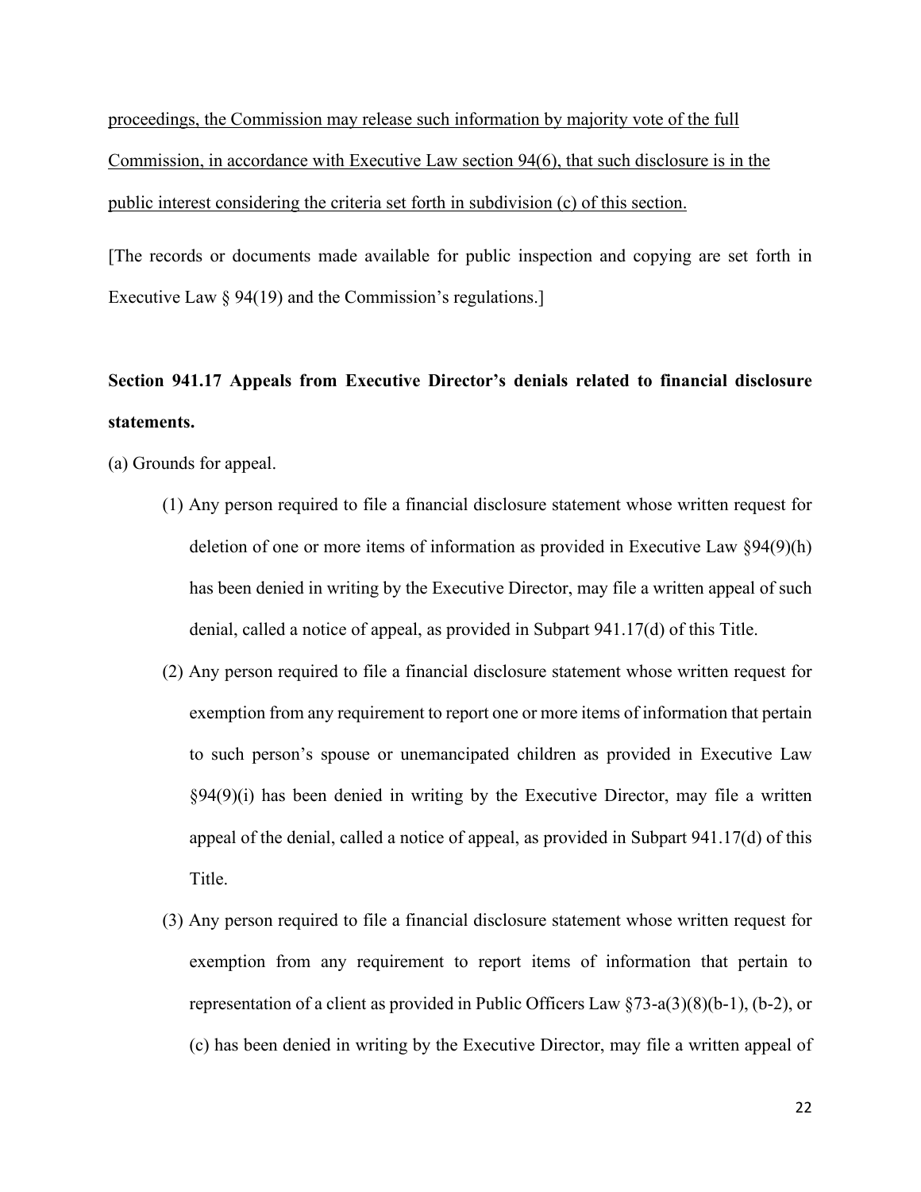<u>proceedings, the Commission may release such information by majority vote of the full Commission, in accordance with Executive Law section 94(6), that such disclosure is in the public interest considering the criteria set forth in subdivision (c) of this section.</u>

[The records or documents made available for public inspection and copying are set forth in Executive Law § 94(19) and the Commission's regulations.]

**Section 941.17 Appeals from Executive Director's denials related to financial disclosure statements.**

(a) Grounds for appeal.

(1) Any person required to file a financial disclosure statement whose written request for deletion of one or more items of information as provided in Executive Law §94(9)(h) has been denied in writing by the Executive Director, may file a written appeal of such denial, called a notice of appeal, as provided in Subpart 941.17(d) of this Title.

(2) Any person required to file a financial disclosure statement whose written request for exemption from any requirement to report one or more items of information that pertain to such person's spouse or unemancipated children as provided in Executive Law §94(9)(i) has been denied in writing by the Executive Director, may file a written appeal of the denial, called a notice of appeal, as provided in Subpart 941.17(d) of this Title.

(3) Any person required to file a financial disclosure statement whose written request for exemption from any requirement to report items of information that pertain to representation of a client as provided in Public Officers Law §73-a(3)(8)(b-1), (b-2), or (c) has been denied in writing by the Executive Director, may file a written appeal of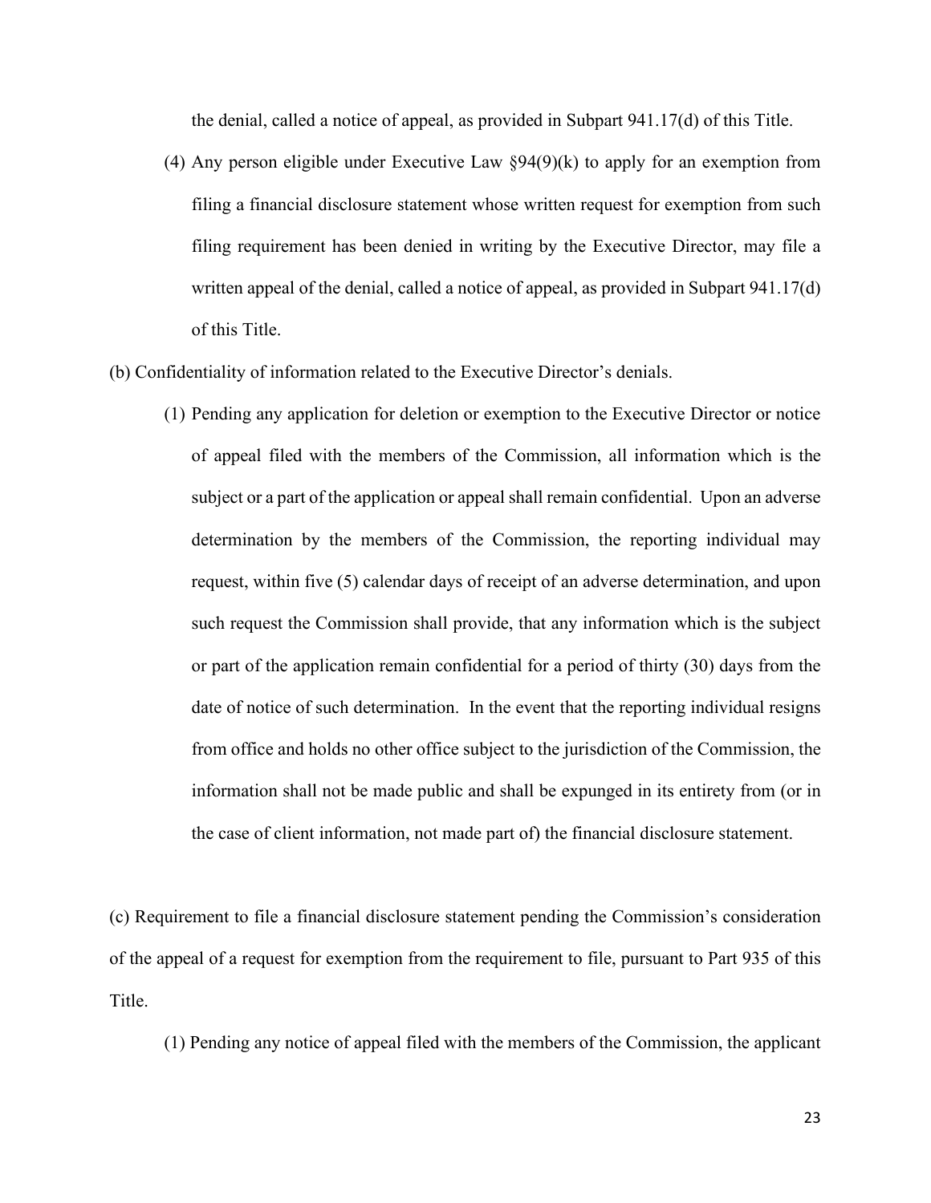the denial, called a notice of appeal, as provided in Subpart 941.17(d) of this Title.

(4) Any person eligible under Executive Law §94(9)(k) to apply for an exemption from filing a financial disclosure statement whose written request for exemption from such filing requirement has been denied in writing by the Executive Director, may file a written appeal of the denial, called a notice of appeal, as provided in Subpart 941.17(d) of this Title.

(b) Confidentiality of information related to the Executive Director's denials.

(1) Pending any application for deletion or exemption to the Executive Director or notice of appeal filed with the members of the Commission, all information which is the subject or a part of the application or appeal shall remain confidential. Upon an adverse determination by the members of the Commission, the reporting individual may request, within five (5) calendar days of receipt of an adverse determination, and upon such request the Commission shall provide, that any information which is the subject or part of the application remain confidential for a period of thirty (30) days from the date of notice of such determination. In the event that the reporting individual resigns from office and holds no other office subject to the jurisdiction of the Commission, the information shall not be made public and shall be expunged in its entirety from (or in the case of client information, not made part of) the financial disclosure statement.

(c) Requirement to file a financial disclosure statement pending the Commission's consideration of the appeal of a request for exemption from the requirement to file, pursuant to Part 935 of this Title.

(1) Pending any notice of appeal filed with the members of the Commission, the applicant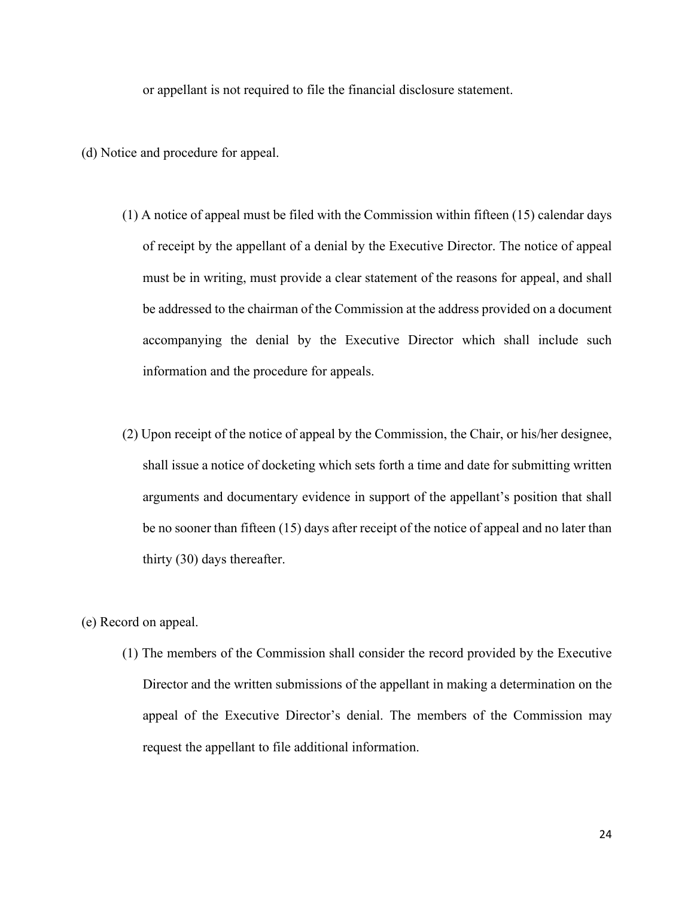or appellant is not required to file the financial disclosure statement.

(d) Notice and procedure for appeal.

(1) A notice of appeal must be filed with the Commission within fifteen (15) calendar days of receipt by the appellant of a denial by the Executive Director. The notice of appeal must be in writing, must provide a clear statement of the reasons for appeal, and shall be addressed to the chairman of the Commission at the address provided on a document accompanying the denial by the Executive Director which shall include such information and the procedure for appeals.

(2) Upon receipt of the notice of appeal by the Commission, the Chair, or his/her designee, shall issue a notice of docketing which sets forth a time and date for submitting written arguments and documentary evidence in support of the appellant's position that shall be no sooner than fifteen (15) days after receipt of the notice of appeal and no later than thirty (30) days thereafter.

(e) Record on appeal.

(1) The members of the Commission shall consider the record provided by the Executive Director and the written submissions of the appellant in making a determination on the appeal of the Executive Director's denial. The members of the Commission may request the appellant to file additional information.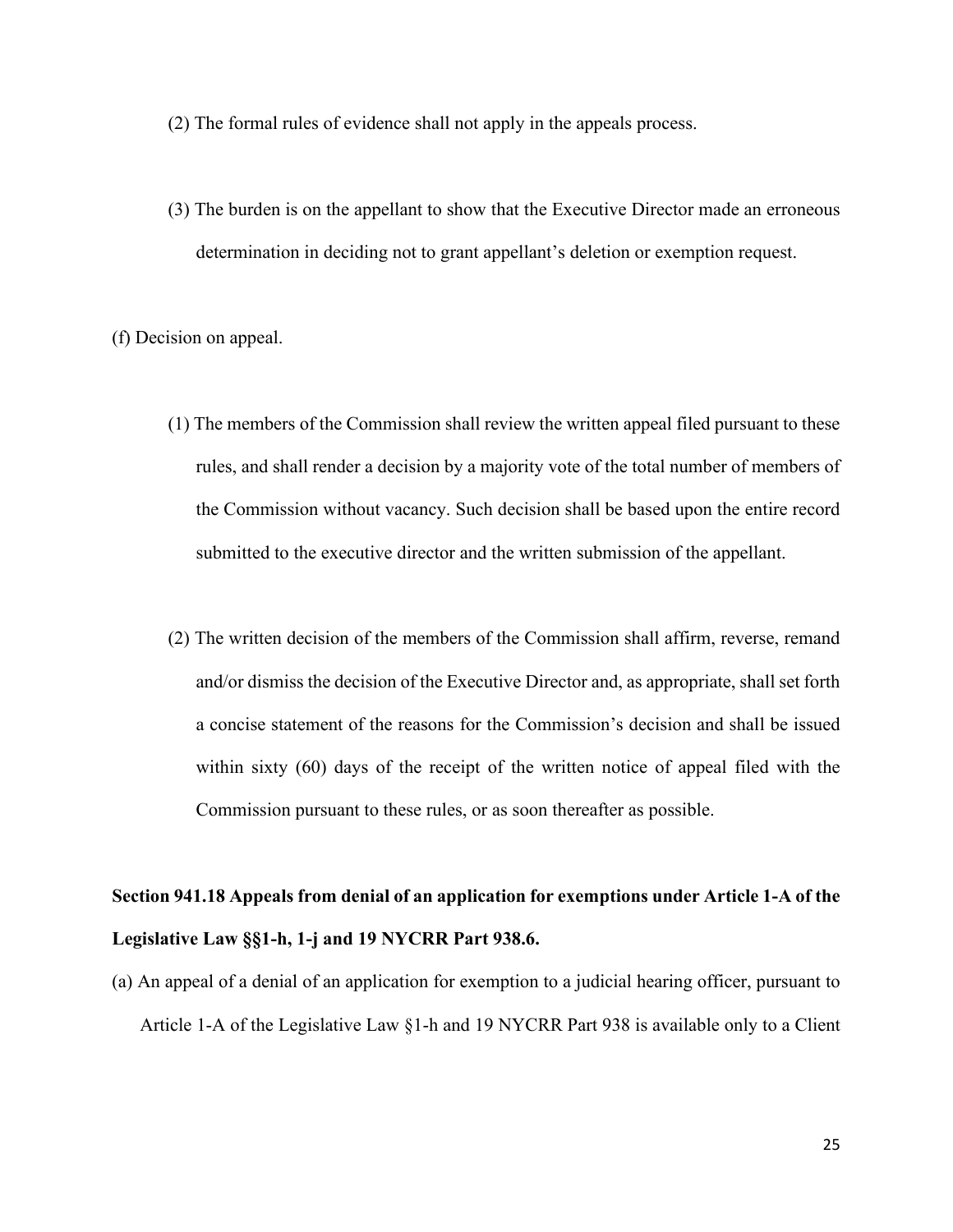(2) The formal rules of evidence shall not apply in the appeals process.

(3) The burden is on the appellant to show that the Executive Director made an erroneous determination in deciding not to grant appellant's deletion or exemption request.

(f) Decision on appeal.

(1) The members of the Commission shall review the written appeal filed pursuant to these rules, and shall render a decision by a majority vote of the total number of members of the Commission without vacancy. Such decision shall be based upon the entire record submitted to the executive director and the written submission of the appellant.

(2) The written decision of the members of the Commission shall affirm, reverse, remand and/or dismiss the decision of the Executive Director and, as appropriate, shall set forth a concise statement of the reasons for the Commission's decision and shall be issued within sixty (60) days of the receipt of the written notice of appeal filed with the Commission pursuant to these rules, or as soon thereafter as possible.

**Section 941.18 Appeals from denial of an application for exemptions under Article 1-A of the Legislative Law §§1-h, 1-j and 19 NYCRR Part 938.6.**

(a) An appeal of a denial of an application for exemption to a judicial hearing officer, pursuant to Article 1-A of the Legislative Law §1-h and 19 NYCRR Part 938 is available only to a Client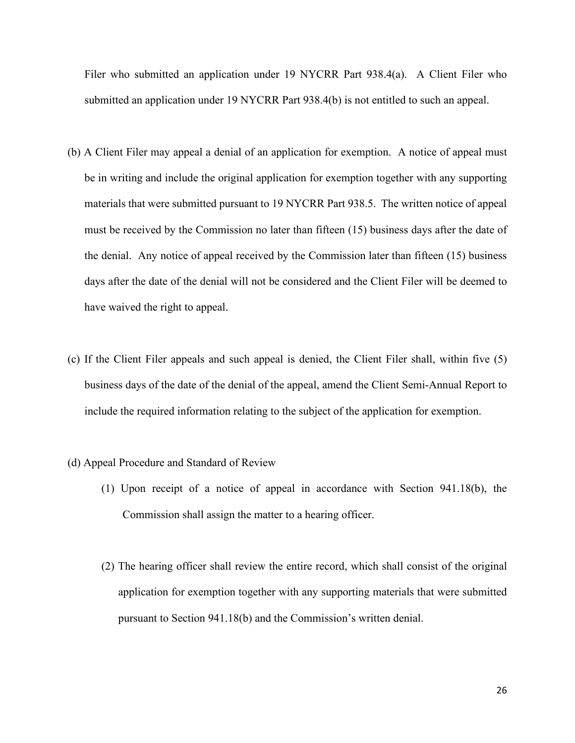Filer who submitted an application under 19 NYCRR Part 938.4(a). A Client Filer who submitted an application under 19 NYCRR Part 938.4(b) is not entitled to such an appeal.

(b) A Client Filer may appeal a denial of an application for exemption. A notice of appeal must be in writing and include the original application for exemption together with any supporting materials that were submitted pursuant to 19 NYCRR Part 938.5. The written notice of appeal must be received by the Commission no later than fifteen (15) business days after the date of the denial. Any notice of appeal received by the Commission later than fifteen (15) business days after the date of the denial will not be considered and the Client Filer will be deemed to have waived the right to appeal.

(c) If the Client Filer appeals and such appeal is denied, the Client Filer shall, within five (5) business days of the date of the denial of the appeal, amend the Client Semi-Annual Report to include the required information relating to the subject of the application for exemption.

(d) Appeal Procedure and Standard of Review

(1) Upon receipt of a notice of appeal in accordance with Section 941.18(b), the Commission shall assign the matter to a hearing officer.

(2) The hearing officer shall review the entire record, which shall consist of the original application for exemption together with any supporting materials that were submitted pursuant to Section 941.18(b) and the Commission's written denial.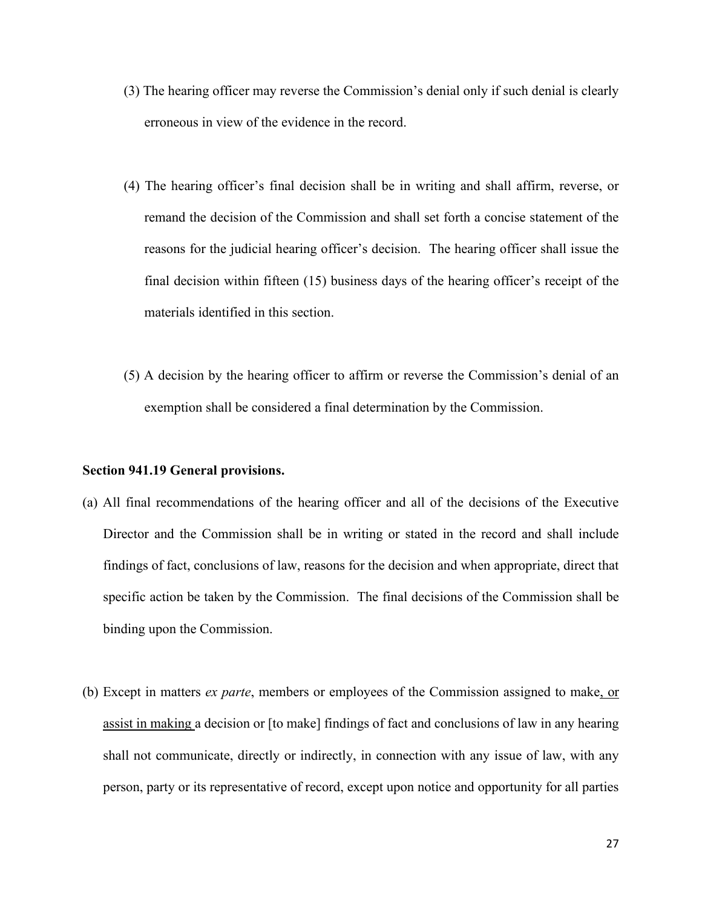(3) The hearing officer may reverse the Commission's denial only if such denial is clearly erroneous in view of the evidence in the record.

(4) The hearing officer's final decision shall be in writing and shall affirm, reverse, or remand the decision of the Commission and shall set forth a concise statement of the reasons for the judicial hearing officer's decision. The hearing officer shall issue the final decision within fifteen (15) business days of the hearing officer's receipt of the materials identified in this section.

(5) A decision by the hearing officer to affirm or reverse the Commission's denial of an exemption shall be considered a final determination by the Commission.

**Section 941.19 General provisions.**

(a) All final recommendations of the hearing officer and all of the decisions of the Executive Director and the Commission shall be in writing or stated in the record and shall include findings of fact, conclusions of law, reasons for the decision and when appropriate, direct that specific action be taken by the Commission. The final decisions of the Commission shall be binding upon the Commission.

(b) Except in matters *ex parte*, members or employees of the Commission assigned to make<u>, or assist in making</u> a decision or [to make] findings of fact and conclusions of law in any hearing shall not communicate, directly or indirectly, in connection with any issue of law, with any person, party or its representative of record, except upon notice and opportunity for all parties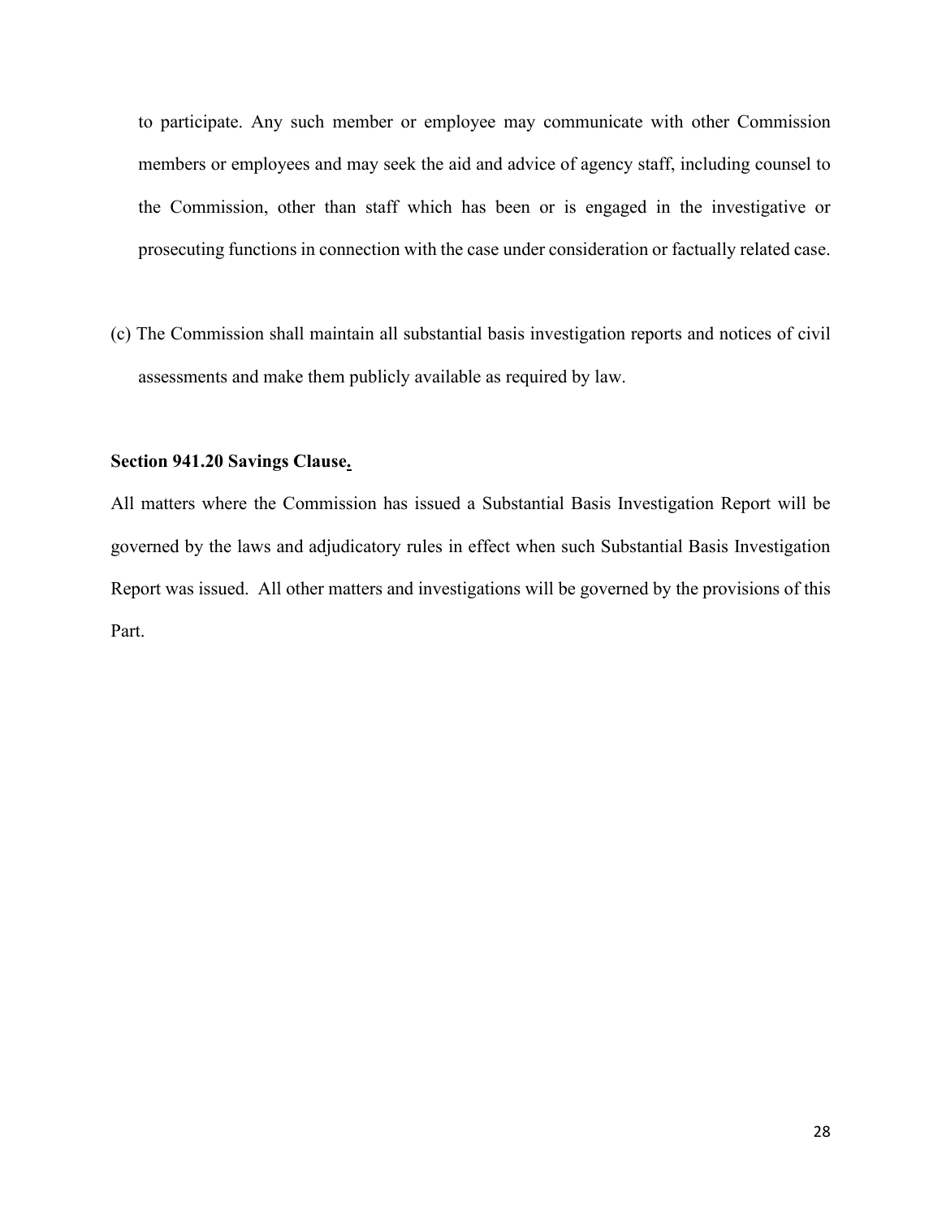to participate. Any such member or employee may communicate with other Commission members or employees and may seek the aid and advice of agency staff, including counsel to the Commission, other than staff which has been or is engaged in the investigative or prosecuting functions in connection with the case under consideration or factually related case.

(c) The Commission shall maintain all substantial basis investigation reports and notices of civil assessments and make them publicly available as required by law.

**Section 941.20 Savings Clause.**

All matters where the Commission has issued a Substantial Basis Investigation Report will be governed by the laws and adjudicatory rules in effect when such Substantial Basis Investigation Report was issued. All other matters and investigations will be governed by the provisions of this Part.